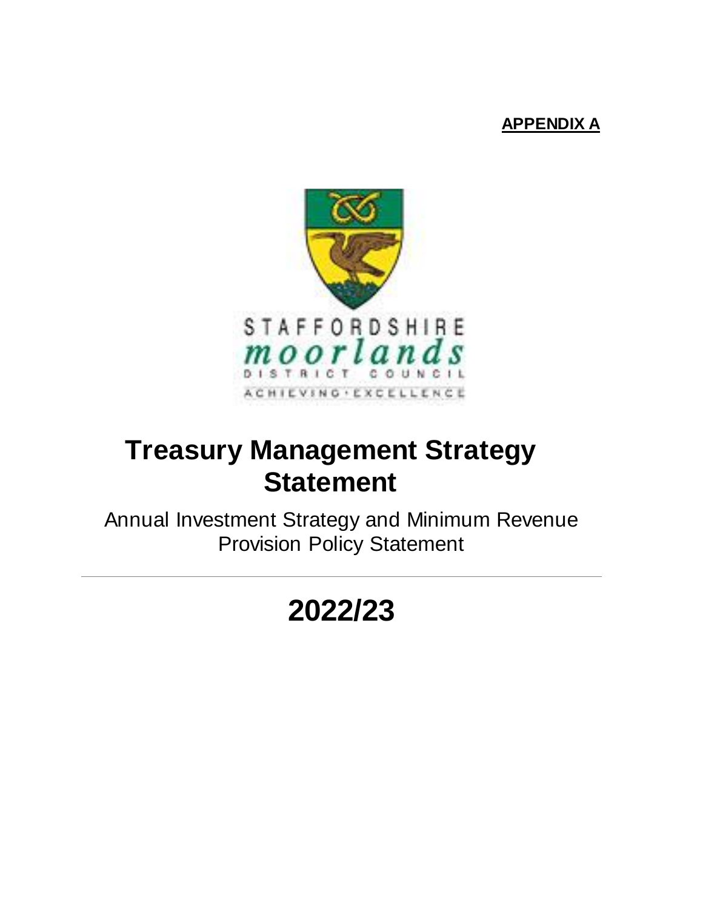**APPENDIX A**

STAFFORDSHIRE
moorlands
DISTRICT COUNCIL
ACHIEVING • EXCELLENCE

# Treasury Management Strategy Statement

Annual Investment Strategy and Minimum Revenue Provision Policy Statement

---

# 2022/23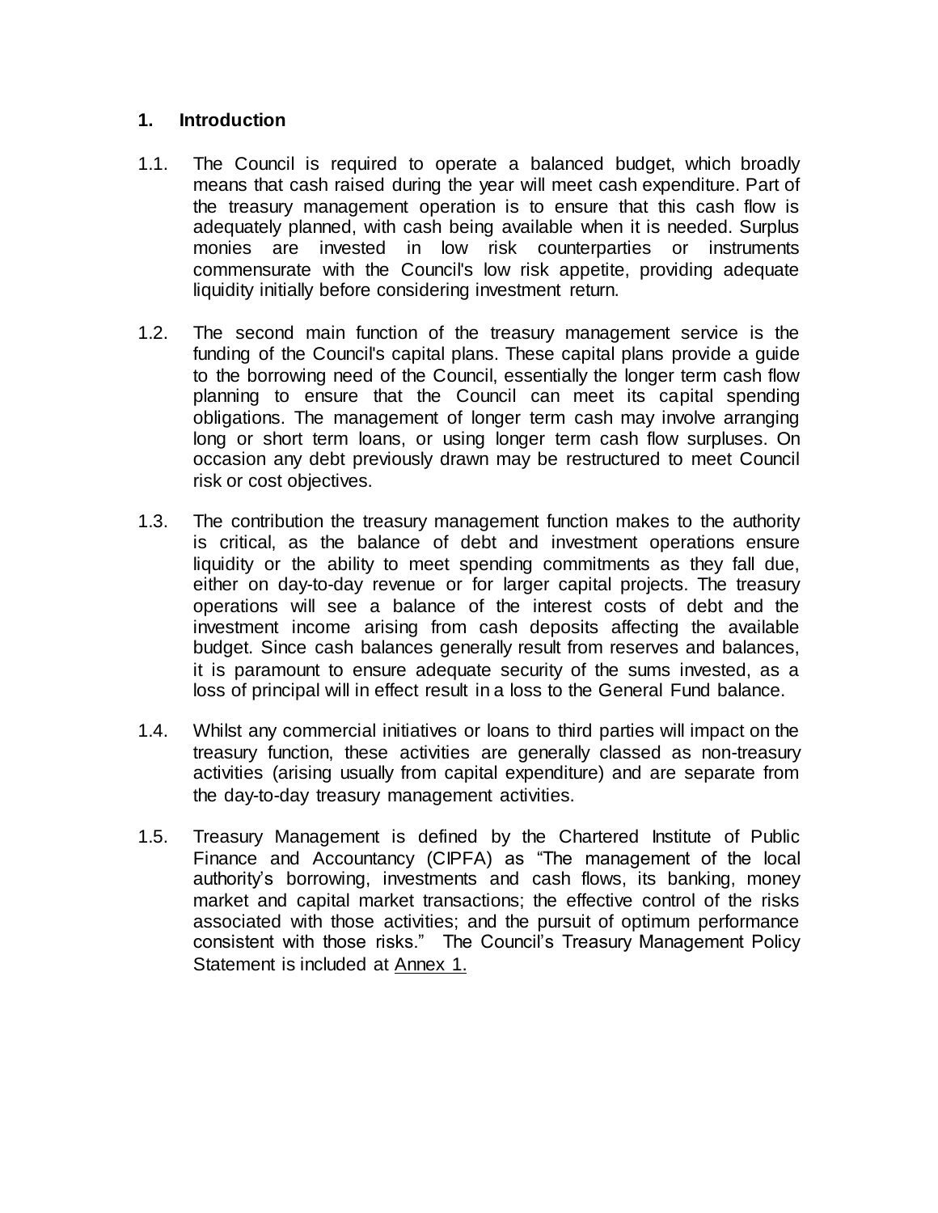## 1. Introduction

1.1. The Council is required to operate a balanced budget, which broadly means that cash raised during the year will meet cash expenditure. Part of the treasury management operation is to ensure that this cash flow is adequately planned, with cash being available when it is needed. Surplus monies are invested in low risk counterparties or instruments commensurate with the Council's low risk appetite, providing adequate liquidity initially before considering investment return.

1.2. The second main function of the treasury management service is the funding of the Council's capital plans. These capital plans provide a guide to the borrowing need of the Council, essentially the longer term cash flow planning to ensure that the Council can meet its capital spending obligations. The management of longer term cash may involve arranging long or short term loans, or using longer term cash flow surpluses. On occasion any debt previously drawn may be restructured to meet Council risk or cost objectives.

1.3. The contribution the treasury management function makes to the authority is critical, as the balance of debt and investment operations ensure liquidity or the ability to meet spending commitments as they fall due, either on day-to-day revenue or for larger capital projects. The treasury operations will see a balance of the interest costs of debt and the investment income arising from cash deposits affecting the available budget. Since cash balances generally result from reserves and balances, it is paramount to ensure adequate security of the sums invested, as a loss of principal will in effect result in a loss to the General Fund balance.

1.4. Whilst any commercial initiatives or loans to third parties will impact on the treasury function, these activities are generally classed as non-treasury activities (arising usually from capital expenditure) and are separate from the day-to-day treasury management activities.

1.5. Treasury Management is defined by the Chartered Institute of Public Finance and Accountancy (CIPFA) as "The management of the local authority's borrowing, investments and cash flows, its banking, money market and capital market transactions; the effective control of the risks associated with those activities; and the pursuit of optimum performance consistent with those risks." The Council's Treasury Management Policy Statement is included at Annex 1.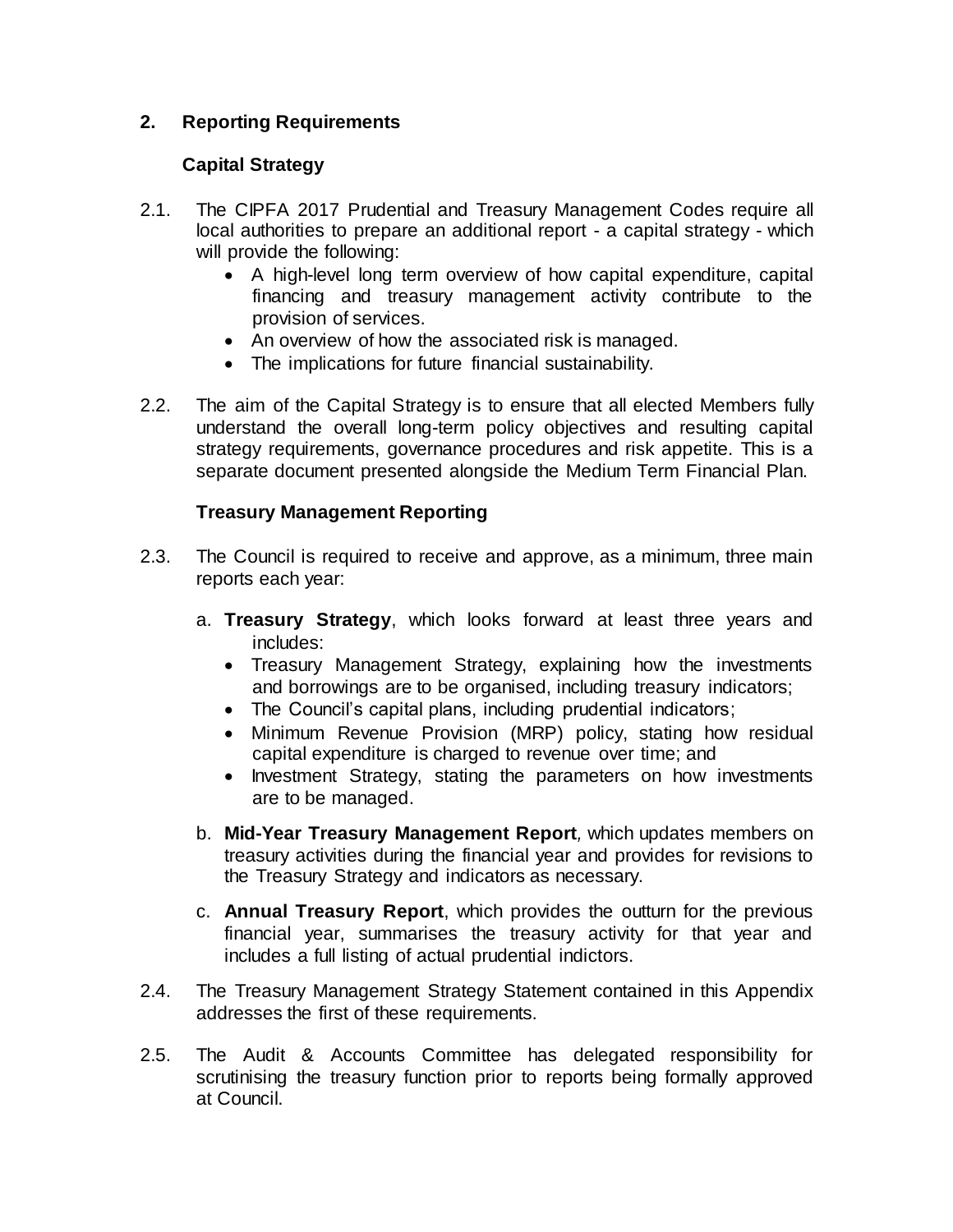## 2. Reporting Requirements

### Capital Strategy

2.1. The CIPFA 2017 Prudential and Treasury Management Codes require all local authorities to prepare an additional report - a capital strategy - which will provide the following:

- A high-level long term overview of how capital expenditure, capital financing and treasury management activity contribute to the provision of services.
- An overview of how the associated risk is managed.
- The implications for future financial sustainability.

2.2. The aim of the Capital Strategy is to ensure that all elected Members fully understand the overall long-term policy objectives and resulting capital strategy requirements, governance procedures and risk appetite. This is a separate document presented alongside the Medium Term Financial Plan.

### Treasury Management Reporting

2.3. The Council is required to receive and approve, as a minimum, three main reports each year:

a. **Treasury Strategy**, which looks forward at least three years and includes:
   - Treasury Management Strategy, explaining how the investments and borrowings are to be organised, including treasury indicators;
   - The Council's capital plans, including prudential indicators;
   - Minimum Revenue Provision (MRP) policy, stating how residual capital expenditure is charged to revenue over time; and
   - Investment Strategy, stating the parameters on how investments are to be managed.

b. **Mid-Year Treasury Management Report**, which updates members on treasury activities during the financial year and provides for revisions to the Treasury Strategy and indicators as necessary.

c. **Annual Treasury Report**, which provides the outturn for the previous financial year, summarises the treasury activity for that year and includes a full listing of actual prudential indictors.

2.4. The Treasury Management Strategy Statement contained in this Appendix addresses the first of these requirements.

2.5. The Audit & Accounts Committee has delegated responsibility for scrutinising the treasury function prior to reports being formally approved at Council.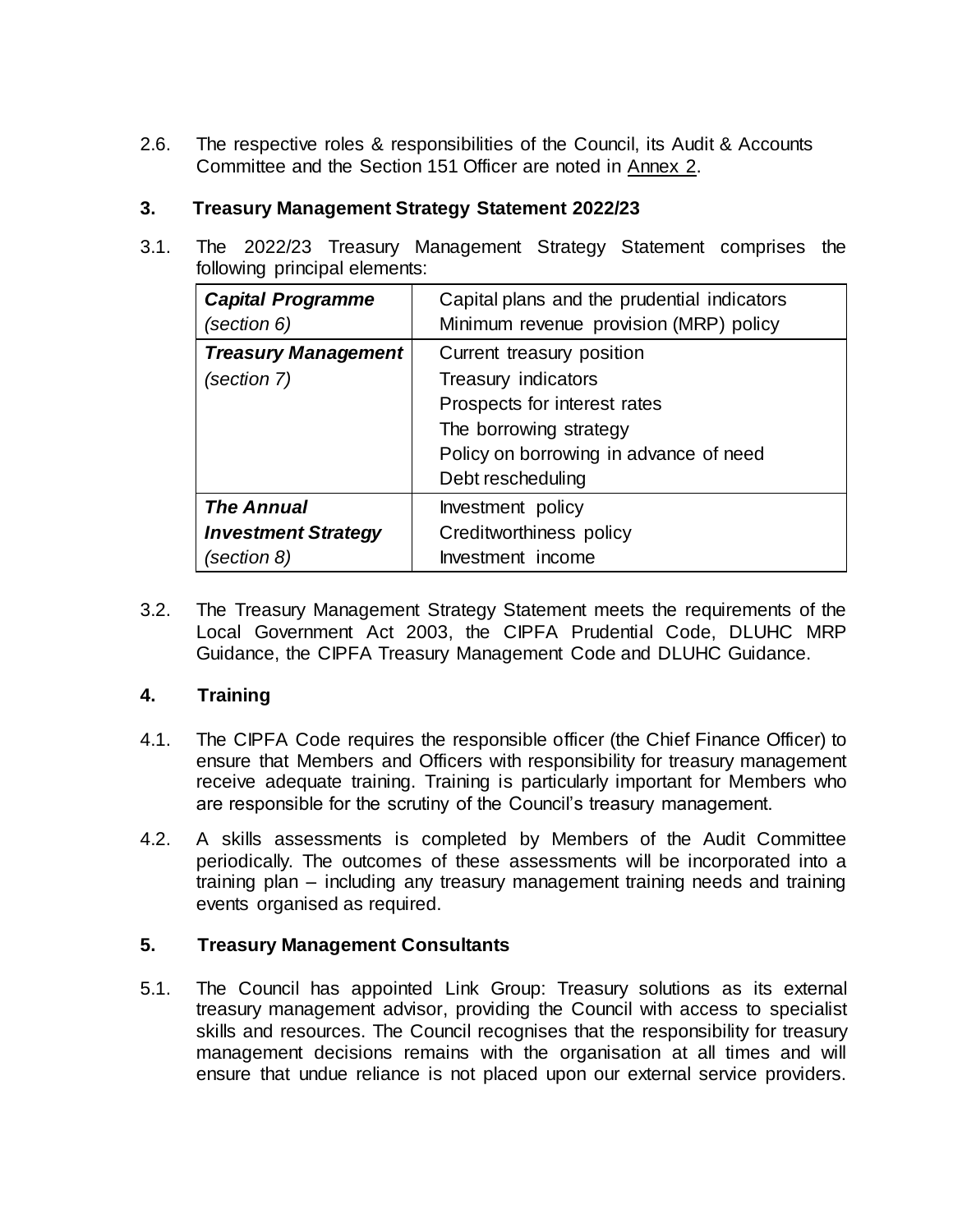2.6. The respective roles & responsibilities of the Council, its Audit & Accounts Committee and the Section 151 Officer are noted in Annex 2.

## 3. Treasury Management Strategy Statement 2022/23

3.1. The 2022/23 Treasury Management Strategy Statement comprises the following principal elements:

| | |
|---|---|
| ***Capital Programme*** *(section 6)* | Capital plans and the prudential indicators<br>Minimum revenue provision (MRP) policy |
| ***Treasury Management*** *(section 7)* | Current treasury position<br>Treasury indicators<br>Prospects for interest rates<br>The borrowing strategy<br>Policy on borrowing in advance of need<br>Debt rescheduling |
| ***The Annual Investment Strategy*** *(section 8)* | Investment policy<br>Creditworthiness policy<br>Investment income |

3.2. The Treasury Management Strategy Statement meets the requirements of the Local Government Act 2003, the CIPFA Prudential Code, DLUHC MRP Guidance, the CIPFA Treasury Management Code and DLUHC Guidance.

## 4. Training

4.1. The CIPFA Code requires the responsible officer (the Chief Finance Officer) to ensure that Members and Officers with responsibility for treasury management receive adequate training. Training is particularly important for Members who are responsible for the scrutiny of the Council's treasury management.

4.2. A skills assessments is completed by Members of the Audit Committee periodically. The outcomes of these assessments will be incorporated into a training plan – including any treasury management training needs and training events organised as required.

## 5. Treasury Management Consultants

5.1. The Council has appointed Link Group: Treasury solutions as its external treasury management advisor, providing the Council with access to specialist skills and resources. The Council recognises that the responsibility for treasury management decisions remains with the organisation at all times and will ensure that undue reliance is not placed upon our external service providers.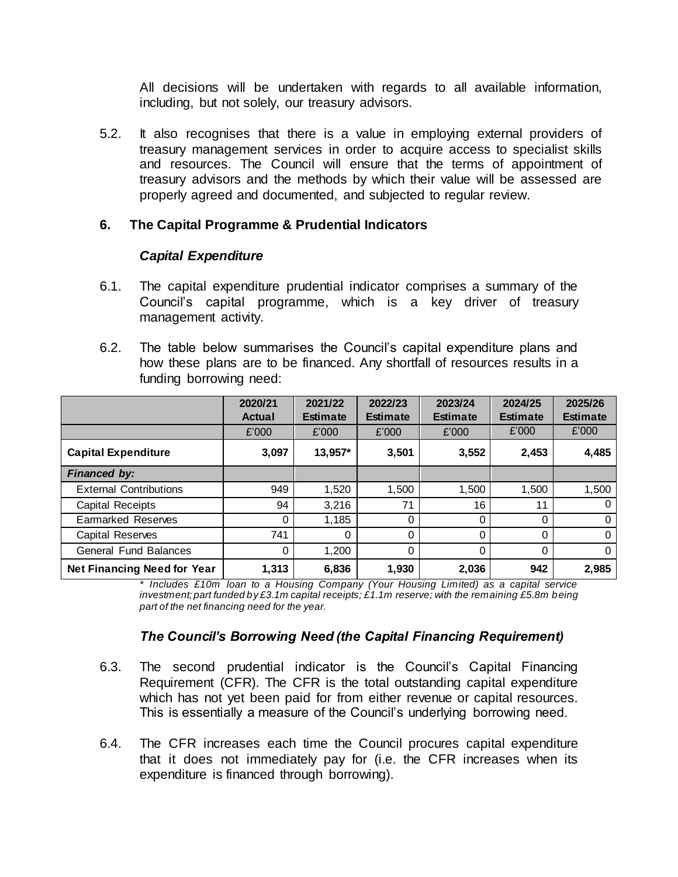All decisions will be undertaken with regards to all available information, including, but not solely, our treasury advisors.

5.2. It also recognises that there is a value in employing external providers of treasury management services in order to acquire access to specialist skills and resources. The Council will ensure that the terms of appointment of treasury advisors and the methods by which their value will be assessed are properly agreed and documented, and subjected to regular review.

## 6. The Capital Programme & Prudential Indicators

### *Capital Expenditure*

6.1. The capital expenditure prudential indicator comprises a summary of the Council's capital programme, which is a key driver of treasury management activity.

6.2. The table below summarises the Council's capital expenditure plans and how these plans are to be financed. Any shortfall of resources results in a funding borrowing need:

| | 2020/21 Actual | 2021/22 Estimate | 2022/23 Estimate | 2023/24 Estimate | 2024/25 Estimate | 2025/26 Estimate |
|---|---|---|---|---|---|---|
| | £'000 | £'000 | £'000 | £'000 | £'000 | £'000 |
| **Capital Expenditure** | **3,097** | **13,957*** | **3,501** | **3,552** | **2,453** | **4,485** |
| ***Financed by:*** | | | | | | |
| External Contributions | 949 | 1,520 | 1,500 | 1,500 | 1,500 | 1,500 |
| Capital Receipts | 94 | 3,216 | 71 | 16 | 11 | 0 |
| Earmarked Reserves | 0 | 1,185 | 0 | 0 | 0 | 0 |
| Capital Reserves | 741 | 0 | 0 | 0 | 0 | 0 |
| General Fund Balances | 0 | 1,200 | 0 | 0 | 0 | 0 |
| **Net Financing Need for Year** | **1,313** | **6,836** | **1,930** | **2,036** | **942** | **2,985** |

*\* Includes £10m loan to a Housing Company (Your Housing Limited) as a capital service investment; part funded by £3.1m capital receipts; £1.1m reserve; with the remaining £5.8m being part of the net financing need for the year.*

### *The Council's Borrowing Need (the Capital Financing Requirement)*

6.3. The second prudential indicator is the Council's Capital Financing Requirement (CFR). The CFR is the total outstanding capital expenditure which has not yet been paid for from either revenue or capital resources. This is essentially a measure of the Council's underlying borrowing need.

6.4. The CFR increases each time the Council procures capital expenditure that it does not immediately pay for (i.e. the CFR increases when its expenditure is financed through borrowing).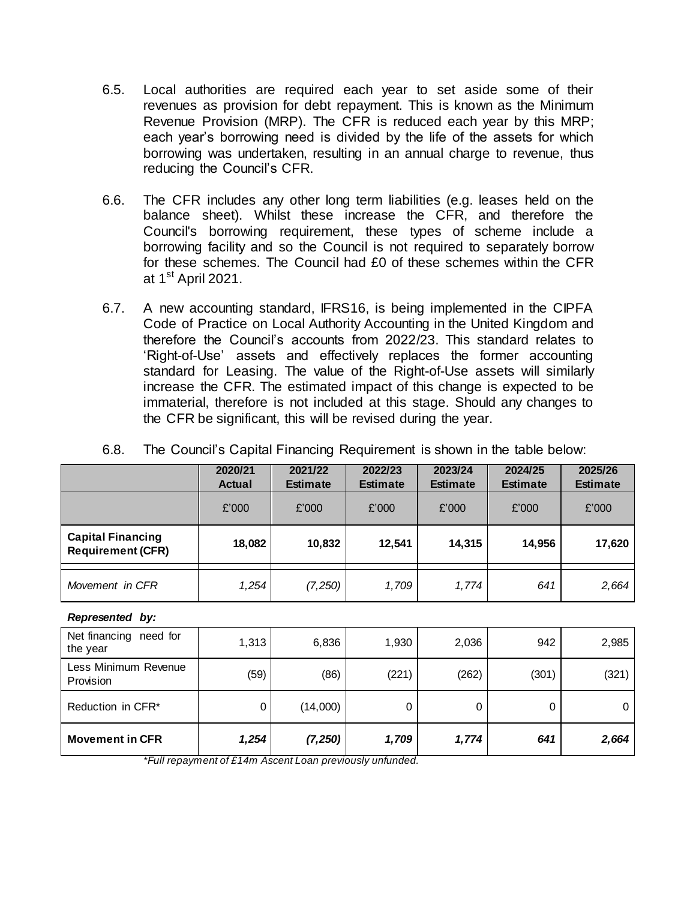6.5. Local authorities are required each year to set aside some of their revenues as provision for debt repayment. This is known as the Minimum Revenue Provision (MRP). The CFR is reduced each year by this MRP; each year's borrowing need is divided by the life of the assets for which borrowing was undertaken, resulting in an annual charge to revenue, thus reducing the Council's CFR.

6.6. The CFR includes any other long term liabilities (e.g. leases held on the balance sheet). Whilst these increase the CFR, and therefore the Council's borrowing requirement, these types of scheme include a borrowing facility and so the Council is not required to separately borrow for these schemes. The Council had £0 of these schemes within the CFR at 1st April 2021.

6.7. A new accounting standard, IFRS16, is being implemented in the CIPFA Code of Practice on Local Authority Accounting in the United Kingdom and therefore the Council's accounts from 2022/23. This standard relates to 'Right-of-Use' assets and effectively replaces the former accounting standard for Leasing. The value of the Right-of-Use assets will similarly increase the CFR. The estimated impact of this change is expected to be immaterial, therefore is not included at this stage. Should any changes to the CFR be significant, this will be revised during the year.

6.8. The Council's Capital Financing Requirement is shown in the table below:

| | 2020/21 Actual | 2021/22 Estimate | 2022/23 Estimate | 2023/24 Estimate | 2024/25 Estimate | 2025/26 Estimate |
|---|---|---|---|---|---|---|
| | £'000 | £'000 | £'000 | £'000 | £'000 | £'000 |
| **Capital Financing Requirement (CFR)** | **18,082** | **10,832** | **12,541** | **14,315** | **14,956** | **17,620** |
| *Movement in CFR* | *1,254* | *(7,250)* | *1,709* | *1,774* | *641* | *2,664* |
| ***Represented by:*** | | | | | | |
| Net financing need for the year | 1,313 | 6,836 | 1,930 | 2,036 | 942 | 2,985 |
| Less Minimum Revenue Provision | (59) | (86) | (221) | (262) | (301) | (321) |
| Reduction in CFR* | 0 | (14,000) | 0 | 0 | 0 | 0 |
| **Movement in CFR** | ***1,254*** | ***(7,250)*** | ***1,709*** | ***1,774*** | ***641*** | ***2,664*** |

*\*Full repayment of £14m Ascent Loan previously unfunded.*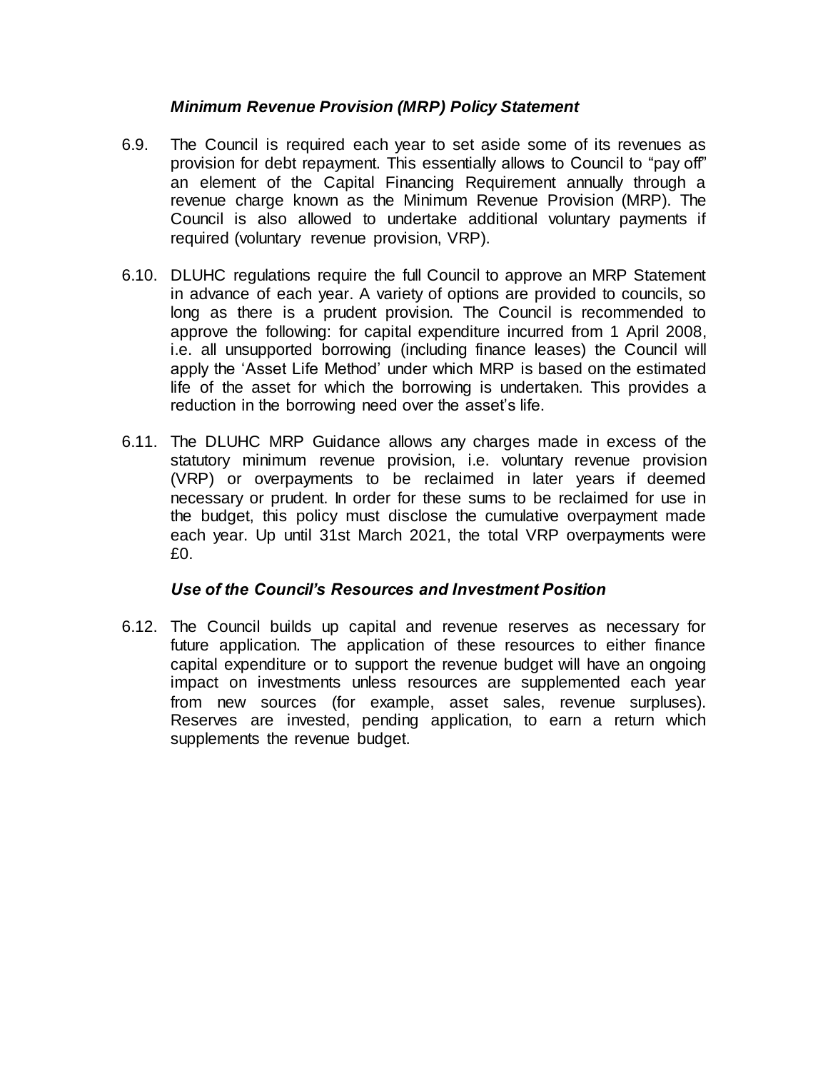### *Minimum Revenue Provision (MRP) Policy Statement*

6.9. The Council is required each year to set aside some of its revenues as provision for debt repayment. This essentially allows to Council to "pay off" an element of the Capital Financing Requirement annually through a revenue charge known as the Minimum Revenue Provision (MRP). The Council is also allowed to undertake additional voluntary payments if required (voluntary revenue provision, VRP).

6.10. DLUHC regulations require the full Council to approve an MRP Statement in advance of each year. A variety of options are provided to councils, so long as there is a prudent provision. The Council is recommended to approve the following: for capital expenditure incurred from 1 April 2008, i.e. all unsupported borrowing (including finance leases) the Council will apply the 'Asset Life Method' under which MRP is based on the estimated life of the asset for which the borrowing is undertaken. This provides a reduction in the borrowing need over the asset's life.

6.11. The DLUHC MRP Guidance allows any charges made in excess of the statutory minimum revenue provision, i.e. voluntary revenue provision (VRP) or overpayments to be reclaimed in later years if deemed necessary or prudent. In order for these sums to be reclaimed for use in the budget, this policy must disclose the cumulative overpayment made each year. Up until 31st March 2021, the total VRP overpayments were £0.

### *Use of the Council's Resources and Investment Position*

6.12. The Council builds up capital and revenue reserves as necessary for future application. The application of these resources to either finance capital expenditure or to support the revenue budget will have an ongoing impact on investments unless resources are supplemented each year from new sources (for example, asset sales, revenue surpluses). Reserves are invested, pending application, to earn a return which supplements the revenue budget.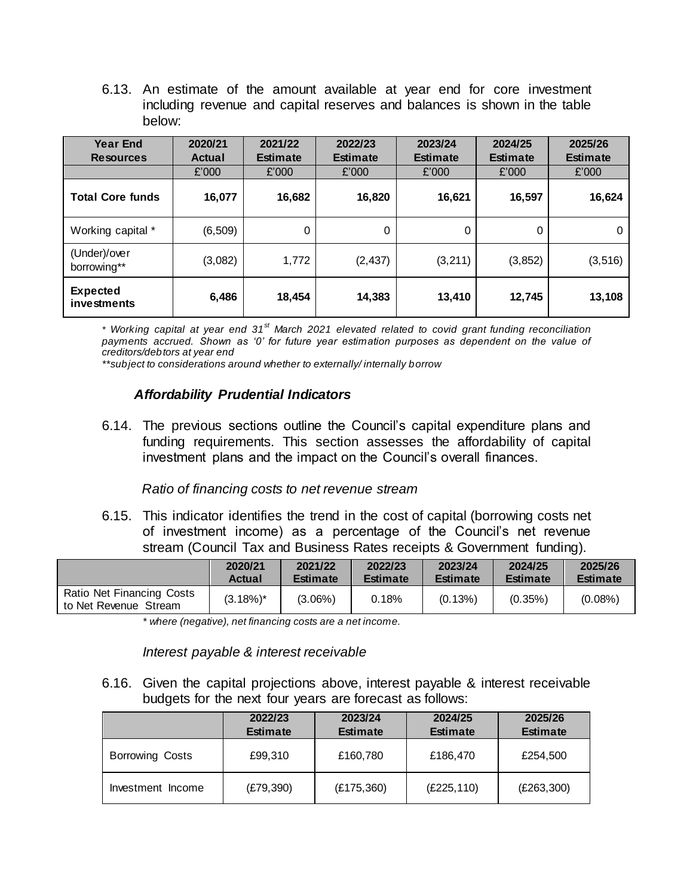6.13. An estimate of the amount available at year end for core investment including revenue and capital reserves and balances is shown in the table below:

| Year End Resources | 2020/21 Actual | 2021/22 Estimate | 2022/23 Estimate | 2023/24 Estimate | 2024/25 Estimate | 2025/26 Estimate |
|---|---|---|---|---|---|---|
| | £'000 | £'000 | £'000 | £'000 | £'000 | £'000 |
| **Total Core funds** | **16,077** | **16,682** | **16,820** | **16,621** | **16,597** | **16,624** |
| Working capital * | (6,509) | 0 | 0 | 0 | 0 | 0 |
| (Under)/over borrowing** | (3,082) | 1,772 | (2,437) | (3,211) | (3,852) | (3,516) |
| **Expected investments** | **6,486** | **18,454** | **14,383** | **13,410** | **12,745** | **13,108** |

*\* Working capital at year end 31st March 2021 elevated related to covid grant funding reconciliation payments accrued. Shown as '0' for future year estimation purposes as dependent on the value of creditors/debtors at year end*

*\*\*subject to considerations around whether to externally/ internally borrow*

### *Affordability Prudential Indicators*

6.14. The previous sections outline the Council's capital expenditure plans and funding requirements. This section assesses the affordability of capital investment plans and the impact on the Council's overall finances.

*Ratio of financing costs to net revenue stream*

6.15. This indicator identifies the trend in the cost of capital (borrowing costs net of investment income) as a percentage of the Council's net revenue stream (Council Tax and Business Rates receipts & Government funding).

| | 2020/21 Actual | 2021/22 Estimate | 2022/23 Estimate | 2023/24 Estimate | 2024/25 Estimate | 2025/26 Estimate |
|---|---|---|---|---|---|---|
| Ratio Net Financing Costs to Net Revenue Stream | (3.18%)* | (3.06%) | 0.18% | (0.13%) | (0.35%) | (0.08%) |

*\* where (negative), net financing costs are a net income.*

*Interest payable & interest receivable*

6.16. Given the capital projections above, interest payable & interest receivable budgets for the next four years are forecast as follows:

| | 2022/23 Estimate | 2023/24 Estimate | 2024/25 Estimate | 2025/26 Estimate |
|---|---|---|---|---|
| Borrowing Costs | £99,310 | £160,780 | £186,470 | £254,500 |
| Investment Income | (£79,390) | (£175,360) | (£225,110) | (£263,300) |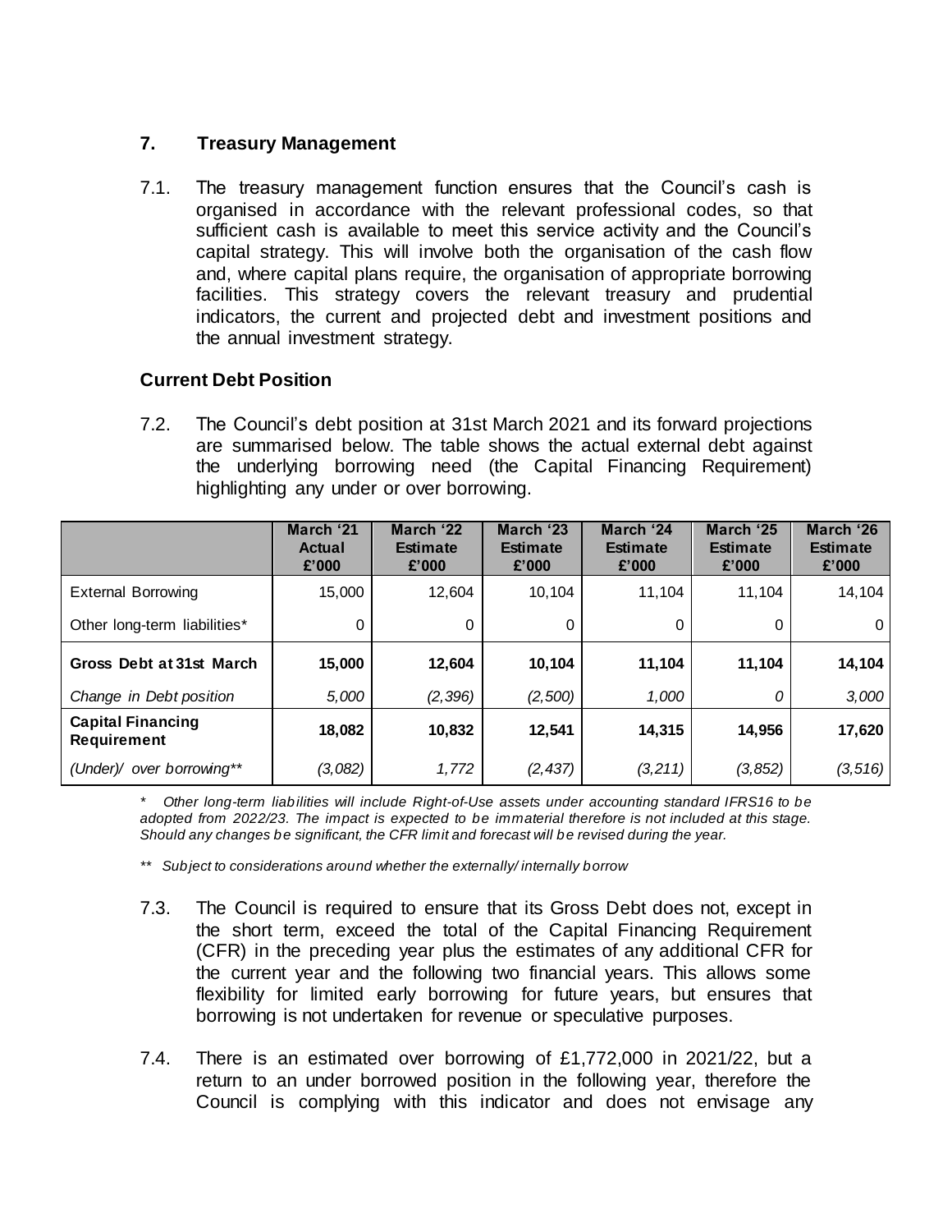## 7. Treasury Management

7.1. The treasury management function ensures that the Council's cash is organised in accordance with the relevant professional codes, so that sufficient cash is available to meet this service activity and the Council's capital strategy. This will involve both the organisation of the cash flow and, where capital plans require, the organisation of appropriate borrowing facilities. This strategy covers the relevant treasury and prudential indicators, the current and projected debt and investment positions and the annual investment strategy.

### Current Debt Position

7.2. The Council's debt position at 31st March 2021 and its forward projections are summarised below. The table shows the actual external debt against the underlying borrowing need (the Capital Financing Requirement) highlighting any under or over borrowing.

| | March '21 Actual £'000 | March '22 Estimate £'000 | March '23 Estimate £'000 | March '24 Estimate £'000 | March '25 Estimate £'000 | March '26 Estimate £'000 |
|---|---|---|---|---|---|---|
| External Borrowing | 15,000 | 12,604 | 10,104 | 11,104 | 11,104 | 14,104 |
| Other long-term liabilities* | 0 | 0 | 0 | 0 | 0 | 0 |
| **Gross Debt at 31st March** | **15,000** | **12,604** | **10,104** | **11,104** | **11,104** | **14,104** |
| *Change in Debt position* | *5,000* | *(2,396)* | *(2,500)* | *1,000* | *0* | *3,000* |
| **Capital Financing Requirement** | **18,082** | **10,832** | **12,541** | **14,315** | **14,956** | **17,620** |
| *(Under)/ over borrowing*** | *(3,082)* | *1,772* | *(2,437)* | *(3,211)* | *(3,852)* | *(3,516)* |

*\* Other long-term liabilities will include Right-of-Use assets under accounting standard IFRS16 to be adopted from 2022/23. The impact is expected to be immaterial therefore is not included at this stage. Should any changes be significant, the CFR limit and forecast will be revised during the year.*

*\*\* Subject to considerations around whether the externally/ internally borrow*

7.3. The Council is required to ensure that its Gross Debt does not, except in the short term, exceed the total of the Capital Financing Requirement (CFR) in the preceding year plus the estimates of any additional CFR for the current year and the following two financial years. This allows some flexibility for limited early borrowing for future years, but ensures that borrowing is not undertaken for revenue or speculative purposes.

7.4. There is an estimated over borrowing of £1,772,000 in 2021/22, but a return to an under borrowed position in the following year, therefore the Council is complying with this indicator and does not envisage any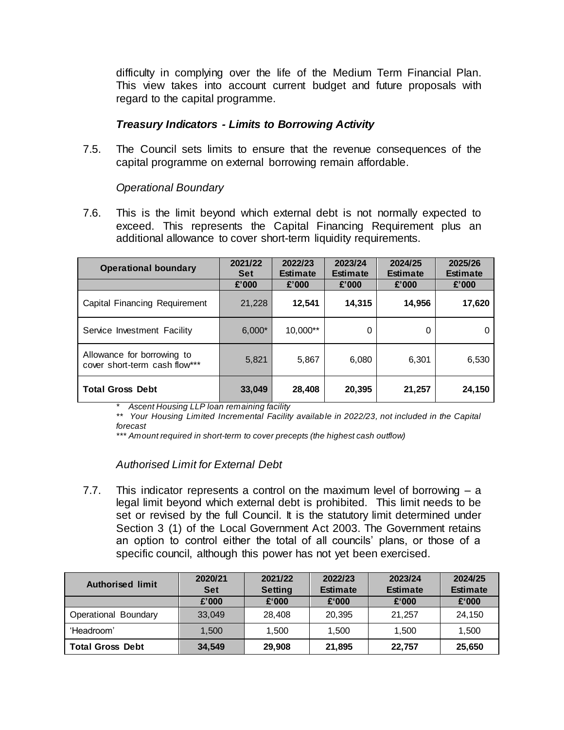difficulty in complying over the life of the Medium Term Financial Plan. This view takes into account current budget and future proposals with regard to the capital programme.

### *Treasury Indicators - Limits to Borrowing Activity*

7.5. The Council sets limits to ensure that the revenue consequences of the capital programme on external borrowing remain affordable.

*Operational Boundary*

7.6. This is the limit beyond which external debt is not normally expected to exceed. This represents the Capital Financing Requirement plus an additional allowance to cover short-term liquidity requirements.

| Operational boundary | 2021/22 Set | 2022/23 Estimate | 2023/24 Estimate | 2024/25 Estimate | 2025/26 Estimate |
|---|---|---|---|---|---|
| | £'000 | £'000 | £'000 | £'000 | £'000 |
| Capital Financing Requirement | 21,228 | **12,541** | **14,315** | **14,956** | **17,620** |
| Service Investment Facility | 6,000* | 10,000** | 0 | 0 | 0 |
| Allowance for borrowing to cover short-term cash flow*** | 5,821 | 5,867 | 6,080 | 6,301 | 6,530 |
| **Total Gross Debt** | **33,049** | **28,408** | **20,395** | **21,257** | **24,150** |

*\* Ascent Housing LLP loan remaining facility*

*\*\* Your Housing Limited Incremental Facility available in 2022/23, not included in the Capital forecast*

*\*\*\* Amount required in short-term to cover precepts (the highest cash outflow)*

*Authorised Limit for External Debt*

7.7. This indicator represents a control on the maximum level of borrowing – a legal limit beyond which external debt is prohibited. This limit needs to be set or revised by the full Council. It is the statutory limit determined under Section 3 (1) of the Local Government Act 2003. The Government retains an option to control either the total of all councils' plans, or those of a specific council, although this power has not yet been exercised.

| Authorised limit | 2020/21 Set | 2021/22 Setting | 2022/23 Estimate | 2023/24 Estimate | 2024/25 Estimate |
|---|---|---|---|---|---|
| | £'000 | £'000 | £'000 | £'000 | £'000 |
| Operational Boundary | 33,049 | 28,408 | 20,395 | 21,257 | 24,150 |
| 'Headroom' | 1,500 | 1,500 | 1,500 | 1,500 | 1,500 |
| **Total Gross Debt** | **34,549** | **29,908** | **21,895** | **22,757** | **25,650** |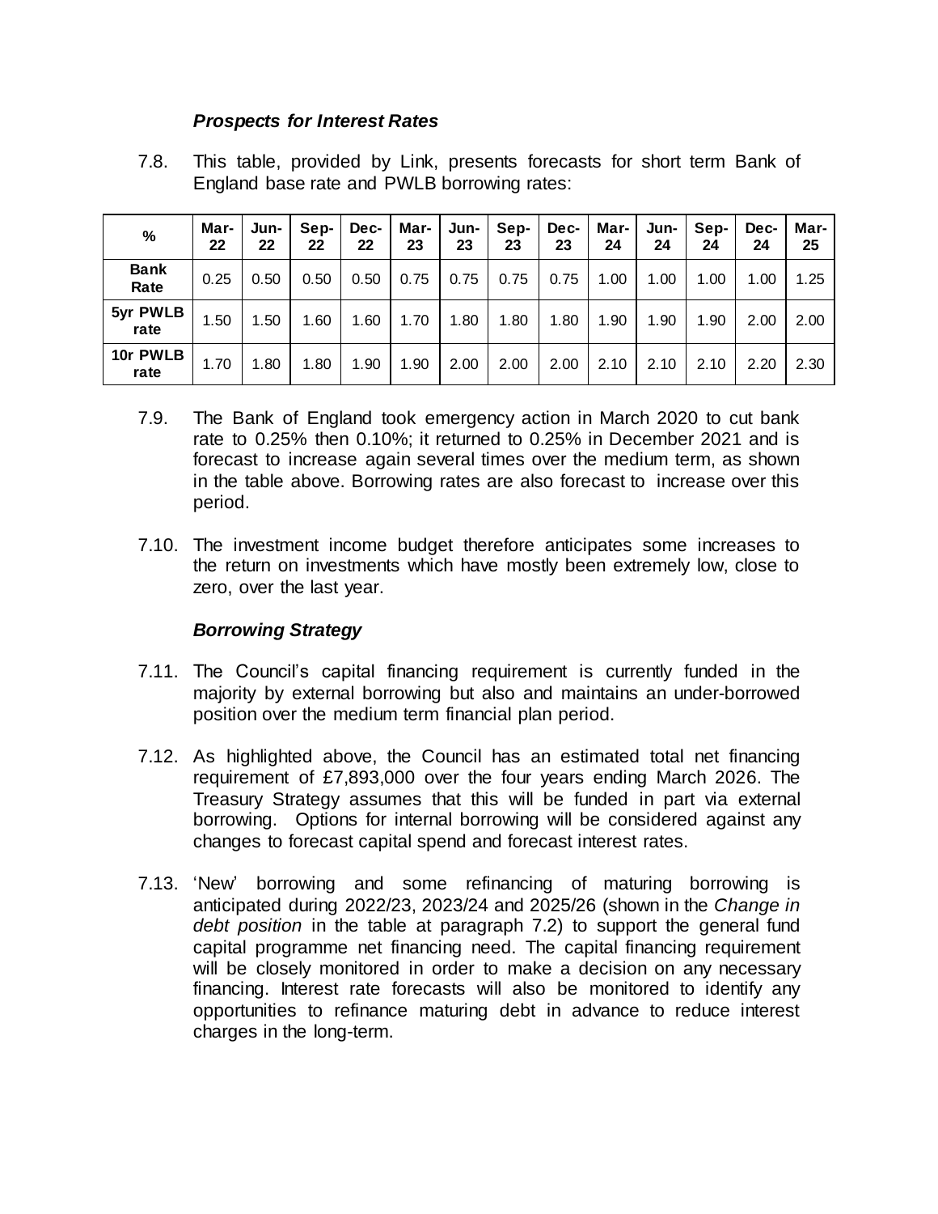### *Prospects for Interest Rates*

7.8. This table, provided by Link, presents forecasts for short term Bank of England base rate and PWLB borrowing rates:

| % | Mar-22 | Jun-22 | Sep-22 | Dec-22 | Mar-23 | Jun-23 | Sep-23 | Dec-23 | Mar-24 | Jun-24 | Sep-24 | Dec-24 | Mar-25 |
|---|---|---|---|---|---|---|---|---|---|---|---|---|---|
| **Bank Rate** | 0.25 | 0.50 | 0.50 | 0.50 | 0.75 | 0.75 | 0.75 | 0.75 | 1.00 | 1.00 | 1.00 | 1.00 | 1.25 |
| **5yr PWLB rate** | 1.50 | 1.50 | 1.60 | 1.60 | 1.70 | 1.80 | 1.80 | 1.80 | 1.90 | 1.90 | 1.90 | 2.00 | 2.00 |
| **10r PWLB rate** | 1.70 | 1.80 | 1.80 | 1.90 | 1.90 | 2.00 | 2.00 | 2.00 | 2.10 | 2.10 | 2.10 | 2.20 | 2.30 |

7.9. The Bank of England took emergency action in March 2020 to cut bank rate to 0.25% then 0.10%; it returned to 0.25% in December 2021 and is forecast to increase again several times over the medium term, as shown in the table above. Borrowing rates are also forecast to increase over this period.

7.10. The investment income budget therefore anticipates some increases to the return on investments which have mostly been extremely low, close to zero, over the last year.

### *Borrowing Strategy*

7.11. The Council's capital financing requirement is currently funded in the majority by external borrowing but also and maintains an under-borrowed position over the medium term financial plan period.

7.12. As highlighted above, the Council has an estimated total net financing requirement of £7,893,000 over the four years ending March 2026. The Treasury Strategy assumes that this will be funded in part via external borrowing. Options for internal borrowing will be considered against any changes to forecast capital spend and forecast interest rates.

7.13. 'New' borrowing and some refinancing of maturing borrowing is anticipated during 2022/23, 2023/24 and 2025/26 (shown in the *Change in debt position* in the table at paragraph 7.2) to support the general fund capital programme net financing need. The capital financing requirement will be closely monitored in order to make a decision on any necessary financing. Interest rate forecasts will also be monitored to identify any opportunities to refinance maturing debt in advance to reduce interest charges in the long-term.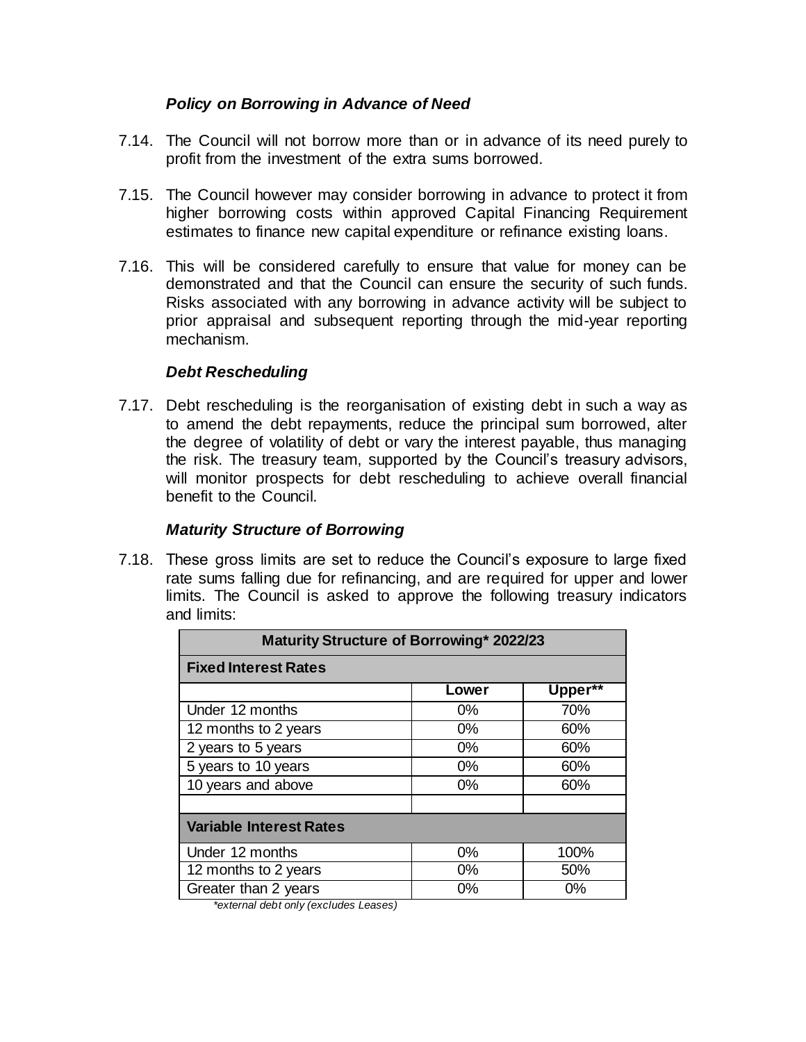### *Policy on Borrowing in Advance of Need*

7.14. The Council will not borrow more than or in advance of its need purely to profit from the investment of the extra sums borrowed.

7.15. The Council however may consider borrowing in advance to protect it from higher borrowing costs within approved Capital Financing Requirement estimates to finance new capital expenditure or refinance existing loans.

7.16. This will be considered carefully to ensure that value for money can be demonstrated and that the Council can ensure the security of such funds. Risks associated with any borrowing in advance activity will be subject to prior appraisal and subsequent reporting through the mid-year reporting mechanism.

### *Debt Rescheduling*

7.17. Debt rescheduling is the reorganisation of existing debt in such a way as to amend the debt repayments, reduce the principal sum borrowed, alter the degree of volatility of debt or vary the interest payable, thus managing the risk. The treasury team, supported by the Council's treasury advisors, will monitor prospects for debt rescheduling to achieve overall financial benefit to the Council.

### *Maturity Structure of Borrowing*

7.18. These gross limits are set to reduce the Council's exposure to large fixed rate sums falling due for refinancing, and are required for upper and lower limits. The Council is asked to approve the following treasury indicators and limits:

| Maturity Structure of Borrowing* 2022/23 | | |
|---|---|---|
| **Fixed Interest Rates** | | |
| | **Lower** | **Upper\*\*** |
| Under 12 months | 0% | 70% |
| 12 months to 2 years | 0% | 60% |
| 2 years to 5 years | 0% | 60% |
| 5 years to 10 years | 0% | 60% |
| 10 years and above | 0% | 60% |
| | | |
| **Variable Interest Rates** | | |
| Under 12 months | 0% | 100% |
| 12 months to 2 years | 0% | 50% |
| Greater than 2 years | 0% | 0% |

*\*external debt only (excludes Leases)*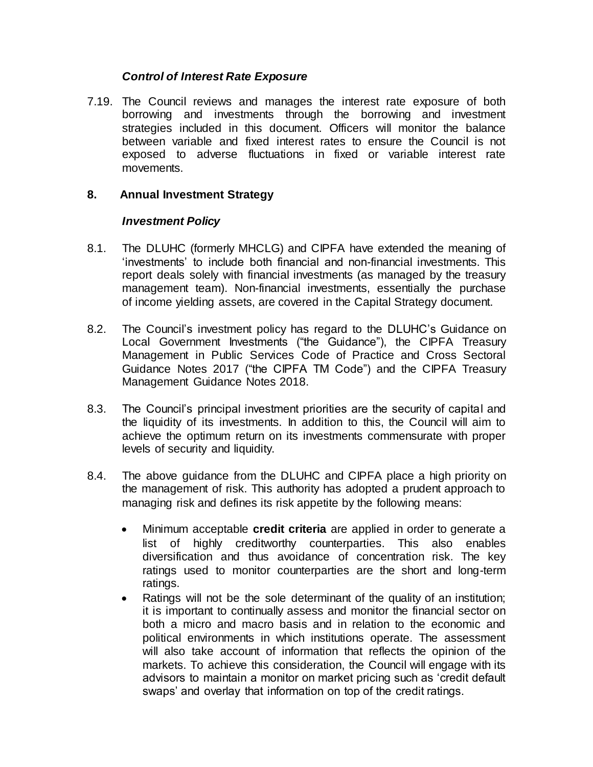### *Control of Interest Rate Exposure*

7.19. The Council reviews and manages the interest rate exposure of both borrowing and investments through the borrowing and investment strategies included in this document. Officers will monitor the balance between variable and fixed interest rates to ensure the Council is not exposed to adverse fluctuations in fixed or variable interest rate movements.

## 8. Annual Investment Strategy

### *Investment Policy*

8.1. The DLUHC (formerly MHCLG) and CIPFA have extended the meaning of 'investments' to include both financial and non-financial investments. This report deals solely with financial investments (as managed by the treasury management team). Non-financial investments, essentially the purchase of income yielding assets, are covered in the Capital Strategy document.

8.2. The Council's investment policy has regard to the DLUHC's Guidance on Local Government Investments ("the Guidance"), the CIPFA Treasury Management in Public Services Code of Practice and Cross Sectoral Guidance Notes 2017 ("the CIPFA TM Code") and the CIPFA Treasury Management Guidance Notes 2018.

8.3. The Council's principal investment priorities are the security of capital and the liquidity of its investments. In addition to this, the Council will aim to achieve the optimum return on its investments commensurate with proper levels of security and liquidity.

8.4. The above guidance from the DLUHC and CIPFA place a high priority on the management of risk. This authority has adopted a prudent approach to managing risk and defines its risk appetite by the following means:

- Minimum acceptable **credit criteria** are applied in order to generate a list of highly creditworthy counterparties. This also enables diversification and thus avoidance of concentration risk. The key ratings used to monitor counterparties are the short and long-term ratings.
- Ratings will not be the sole determinant of the quality of an institution; it is important to continually assess and monitor the financial sector on both a micro and macro basis and in relation to the economic and political environments in which institutions operate. The assessment will also take account of information that reflects the opinion of the markets. To achieve this consideration, the Council will engage with its advisors to maintain a monitor on market pricing such as 'credit default swaps' and overlay that information on top of the credit ratings.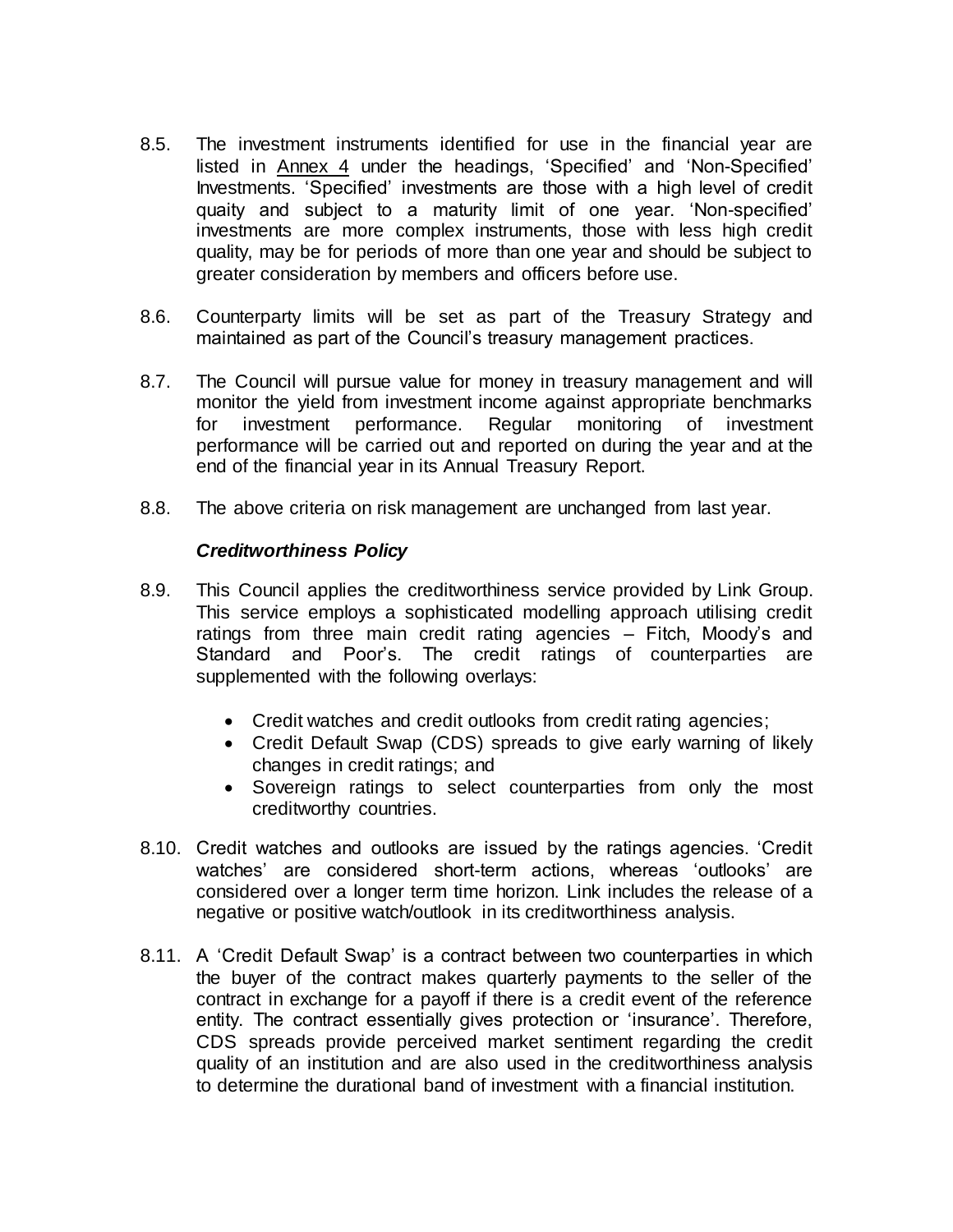8.5. The investment instruments identified for use in the financial year are listed in Annex 4 under the headings, 'Specified' and 'Non-Specified' Investments. 'Specified' investments are those with a high level of credit quaity and subject to a maturity limit of one year. 'Non-specified' investments are more complex instruments, those with less high credit quality, may be for periods of more than one year and should be subject to greater consideration by members and officers before use.

8.6. Counterparty limits will be set as part of the Treasury Strategy and maintained as part of the Council's treasury management practices.

8.7. The Council will pursue value for money in treasury management and will monitor the yield from investment income against appropriate benchmarks for investment performance. Regular monitoring of investment performance will be carried out and reported on during the year and at the end of the financial year in its Annual Treasury Report.

8.8. The above criteria on risk management are unchanged from last year.

***Creditworthiness Policy***

8.9. This Council applies the creditworthiness service provided by Link Group. This service employs a sophisticated modelling approach utilising credit ratings from three main credit rating agencies – Fitch, Moody's and Standard and Poor's. The credit ratings of counterparties are supplemented with the following overlays:

- Credit watches and credit outlooks from credit rating agencies;
- Credit Default Swap (CDS) spreads to give early warning of likely changes in credit ratings; and
- Sovereign ratings to select counterparties from only the most creditworthy countries.

8.10. Credit watches and outlooks are issued by the ratings agencies. 'Credit watches' are considered short-term actions, whereas 'outlooks' are considered over a longer term time horizon. Link includes the release of a negative or positive watch/outlook in its creditworthiness analysis.

8.11. A 'Credit Default Swap' is a contract between two counterparties in which the buyer of the contract makes quarterly payments to the seller of the contract in exchange for a payoff if there is a credit event of the reference entity. The contract essentially gives protection or 'insurance'. Therefore, CDS spreads provide perceived market sentiment regarding the credit quality of an institution and are also used in the creditworthiness analysis to determine the durational band of investment with a financial institution.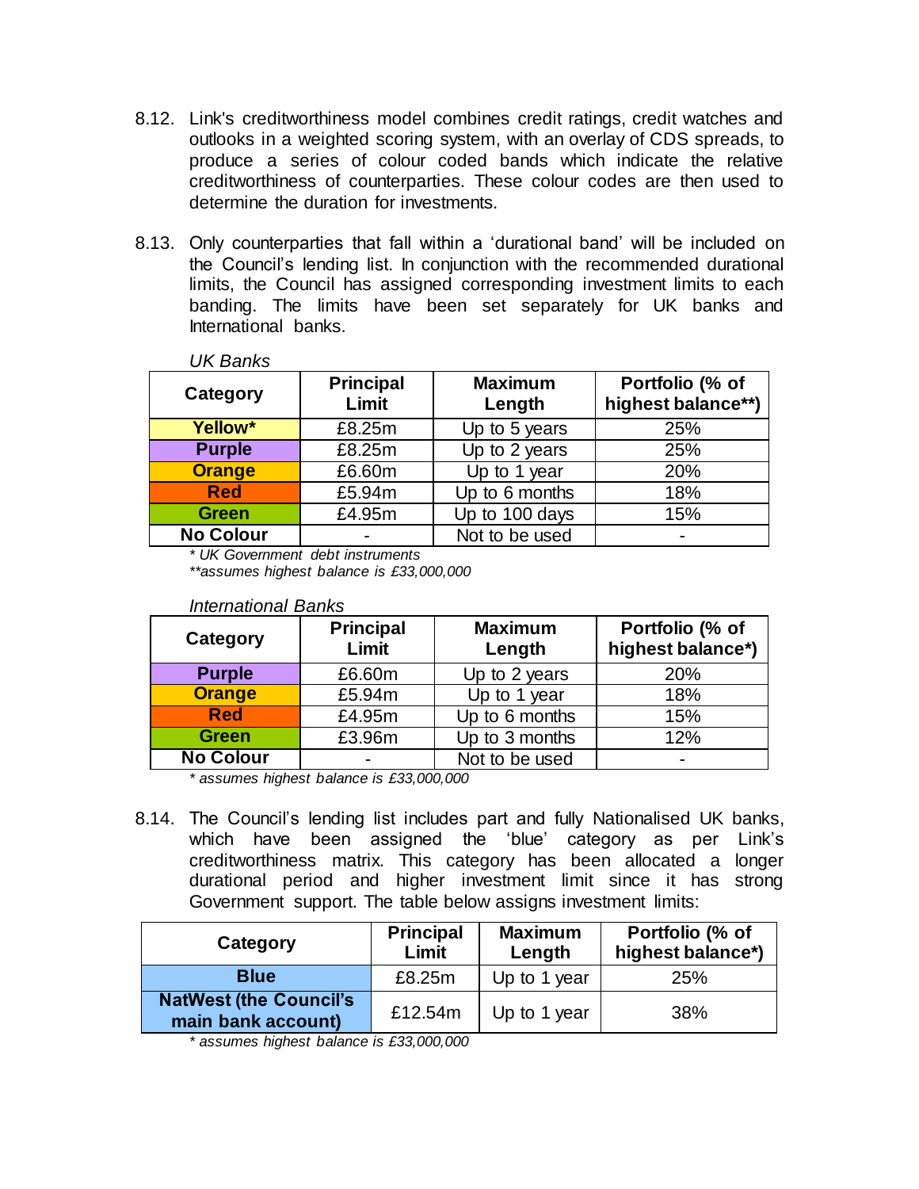8.12. Link's creditworthiness model combines credit ratings, credit watches and outlooks in a weighted scoring system, with an overlay of CDS spreads, to produce a series of colour coded bands which indicate the relative creditworthiness of counterparties. These colour codes are then used to determine the duration for investments.

8.13. Only counterparties that fall within a 'durational band' will be included on the Council's lending list. In conjunction with the recommended durational limits, the Council has assigned corresponding investment limits to each banding. The limits have been set separately for UK banks and International banks.

*UK Banks*

| Category | Principal Limit | Maximum Length | Portfolio (% of highest balance**) |
|---|---|---|---|
| **Yellow*** | £8.25m | Up to 5 years | 25% |
| **Purple** | £8.25m | Up to 2 years | 25% |
| **Orange** | £6.60m | Up to 1 year | 20% |
| **Red** | £5.94m | Up to 6 months | 18% |
| **Green** | £4.95m | Up to 100 days | 15% |
| **No Colour** | - | Not to be used | - |

*\* UK Government debt instruments*
*\*\*assumes highest balance is £33,000,000*

*International Banks*

| Category | Principal Limit | Maximum Length | Portfolio (% of highest balance*) |
|---|---|---|---|
| **Purple** | £6.60m | Up to 2 years | 20% |
| **Orange** | £5.94m | Up to 1 year | 18% |
| **Red** | £4.95m | Up to 6 months | 15% |
| **Green** | £3.96m | Up to 3 months | 12% |
| **No Colour** | - | Not to be used | - |

*\* assumes highest balance is £33,000,000*

8.14. The Council's lending list includes part and fully Nationalised UK banks, which have been assigned the 'blue' category as per Link's creditworthiness matrix. This category has been allocated a longer durational period and higher investment limit since it has strong Government support. The table below assigns investment limits:

| Category | Principal Limit | Maximum Length | Portfolio (% of highest balance*) |
|---|---|---|---|
| **Blue** | £8.25m | Up to 1 year | 25% |
| **NatWest (the Council's main bank account)** | £12.54m | Up to 1 year | 38% |

*\* assumes highest balance is £33,000,000*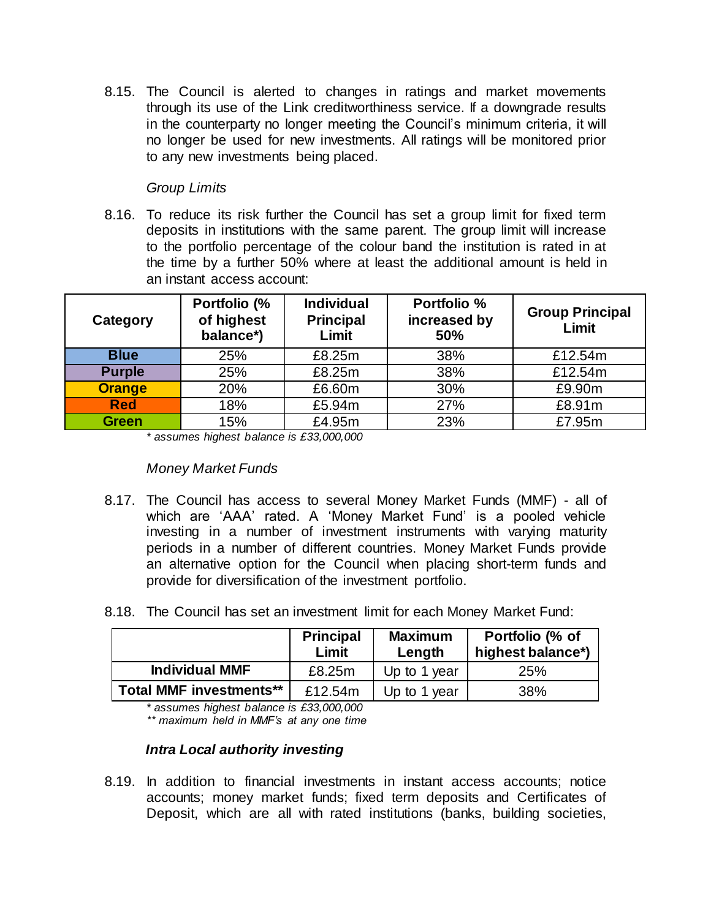8.15. The Council is alerted to changes in ratings and market movements through its use of the Link creditworthiness service. If a downgrade results in the counterparty no longer meeting the Council's minimum criteria, it will no longer be used for new investments. All ratings will be monitored prior to any new investments being placed.

*Group Limits*

8.16. To reduce its risk further the Council has set a group limit for fixed term deposits in institutions with the same parent. The group limit will increase to the portfolio percentage of the colour band the institution is rated in at the time by a further 50% where at least the additional amount is held in an instant access account:

| Category | Portfolio (% of highest balance*) | Individual Principal Limit | Portfolio % increased by 50% | Group Principal Limit |
|---|---|---|---|---|
| **Blue** | 25% | £8.25m | 38% | £12.54m |
| **Purple** | 25% | £8.25m | 38% | £12.54m |
| **Orange** | 20% | £6.60m | 30% | £9.90m |
| **Red** | 18% | £5.94m | 27% | £8.91m |
| **Green** | 15% | £4.95m | 23% | £7.95m |

*\* assumes highest balance is £33,000,000*

*Money Market Funds*

8.17. The Council has access to several Money Market Funds (MMF) - all of which are 'AAA' rated. A 'Money Market Fund' is a pooled vehicle investing in a number of investment instruments with varying maturity periods in a number of different countries. Money Market Funds provide an alternative option for the Council when placing short-term funds and provide for diversification of the investment portfolio.

8.18. The Council has set an investment limit for each Money Market Fund:

| | Principal Limit | Maximum Length | Portfolio (% of highest balance*) |
|---|---|---|---|
| **Individual MMF** | £8.25m | Up to 1 year | 25% |
| **Total MMF investments\*\*** | £12.54m | Up to 1 year | 38% |

*\* assumes highest balance is £33,000,000*
*\*\* maximum held in MMF's at any one time*

***Intra Local authority investing***

8.19. In addition to financial investments in instant access accounts; notice accounts; money market funds; fixed term deposits and Certificates of Deposit, which are all with rated institutions (banks, building societies,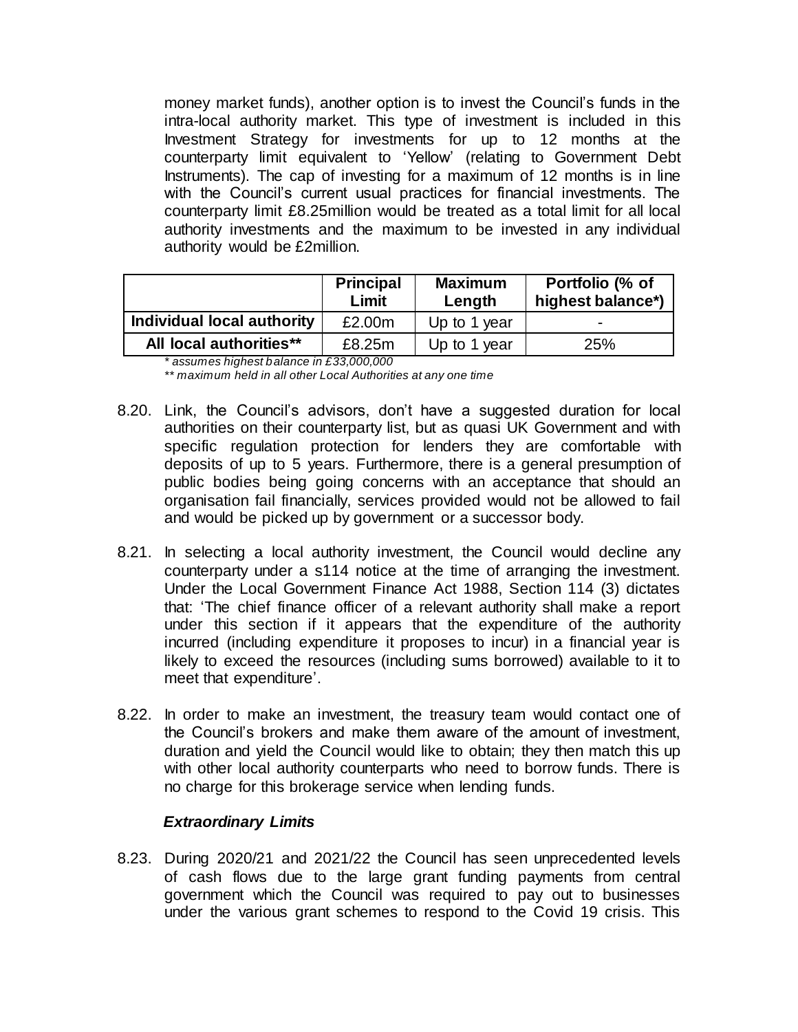money market funds), another option is to invest the Council's funds in the intra-local authority market. This type of investment is included in this Investment Strategy for investments for up to 12 months at the counterparty limit equivalent to 'Yellow' (relating to Government Debt Instruments). The cap of investing for a maximum of 12 months is in line with the Council's current usual practices for financial investments. The counterparty limit £8.25million would be treated as a total limit for all local authority investments and the maximum to be invested in any individual authority would be £2million.

| | Principal Limit | Maximum Length | Portfolio (% of highest balance*) |
|---|---|---|---|
| Individual local authority | £2.00m | Up to 1 year | - |
| All local authorities** | £8.25m | Up to 1 year | 25% |

*\* assumes highest balance in £33,000,000*

*\*\* maximum held in all other Local Authorities at any one time*

8.20. Link, the Council's advisors, don't have a suggested duration for local authorities on their counterparty list, but as quasi UK Government and with specific regulation protection for lenders they are comfortable with deposits of up to 5 years. Furthermore, there is a general presumption of public bodies being going concerns with an acceptance that should an organisation fail financially, services provided would not be allowed to fail and would be picked up by government or a successor body.

8.21. In selecting a local authority investment, the Council would decline any counterparty under a s114 notice at the time of arranging the investment. Under the Local Government Finance Act 1988, Section 114 (3) dictates that: 'The chief finance officer of a relevant authority shall make a report under this section if it appears that the expenditure of the authority incurred (including expenditure it proposes to incur) in a financial year is likely to exceed the resources (including sums borrowed) available to it to meet that expenditure'.

8.22. In order to make an investment, the treasury team would contact one of the Council's brokers and make them aware of the amount of investment, duration and yield the Council would like to obtain; they then match this up with other local authority counterparts who need to borrow funds. There is no charge for this brokerage service when lending funds.

### *Extraordinary Limits*

8.23. During 2020/21 and 2021/22 the Council has seen unprecedented levels of cash flows due to the large grant funding payments from central government which the Council was required to pay out to businesses under the various grant schemes to respond to the Covid 19 crisis. This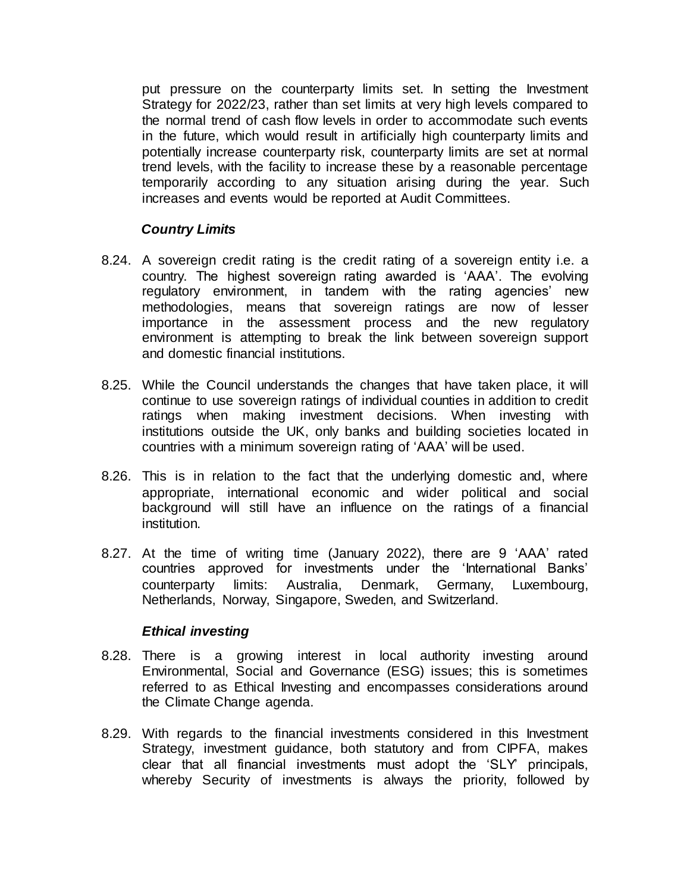put pressure on the counterparty limits set. In setting the Investment Strategy for 2022/23, rather than set limits at very high levels compared to the normal trend of cash flow levels in order to accommodate such events in the future, which would result in artificially high counterparty limits and potentially increase counterparty risk, counterparty limits are set at normal trend levels, with the facility to increase these by a reasonable percentage temporarily according to any situation arising during the year. Such increases and events would be reported at Audit Committees.

### *Country Limits*

8.24. A sovereign credit rating is the credit rating of a sovereign entity i.e. a country. The highest sovereign rating awarded is 'AAA'. The evolving regulatory environment, in tandem with the rating agencies' new methodologies, means that sovereign ratings are now of lesser importance in the assessment process and the new regulatory environment is attempting to break the link between sovereign support and domestic financial institutions.

8.25. While the Council understands the changes that have taken place, it will continue to use sovereign ratings of individual counties in addition to credit ratings when making investment decisions. When investing with institutions outside the UK, only banks and building societies located in countries with a minimum sovereign rating of 'AAA' will be used.

8.26. This is in relation to the fact that the underlying domestic and, where appropriate, international economic and wider political and social background will still have an influence on the ratings of a financial institution.

8.27. At the time of writing time (January 2022), there are 9 'AAA' rated countries approved for investments under the 'International Banks' counterparty limits: Australia, Denmark, Germany, Luxembourg, Netherlands, Norway, Singapore, Sweden, and Switzerland.

### *Ethical investing*

8.28. There is a growing interest in local authority investing around Environmental, Social and Governance (ESG) issues; this is sometimes referred to as Ethical Investing and encompasses considerations around the Climate Change agenda.

8.29. With regards to the financial investments considered in this Investment Strategy, investment guidance, both statutory and from CIPFA, makes clear that all financial investments must adopt the 'SLY' principals, whereby Security of investments is always the priority, followed by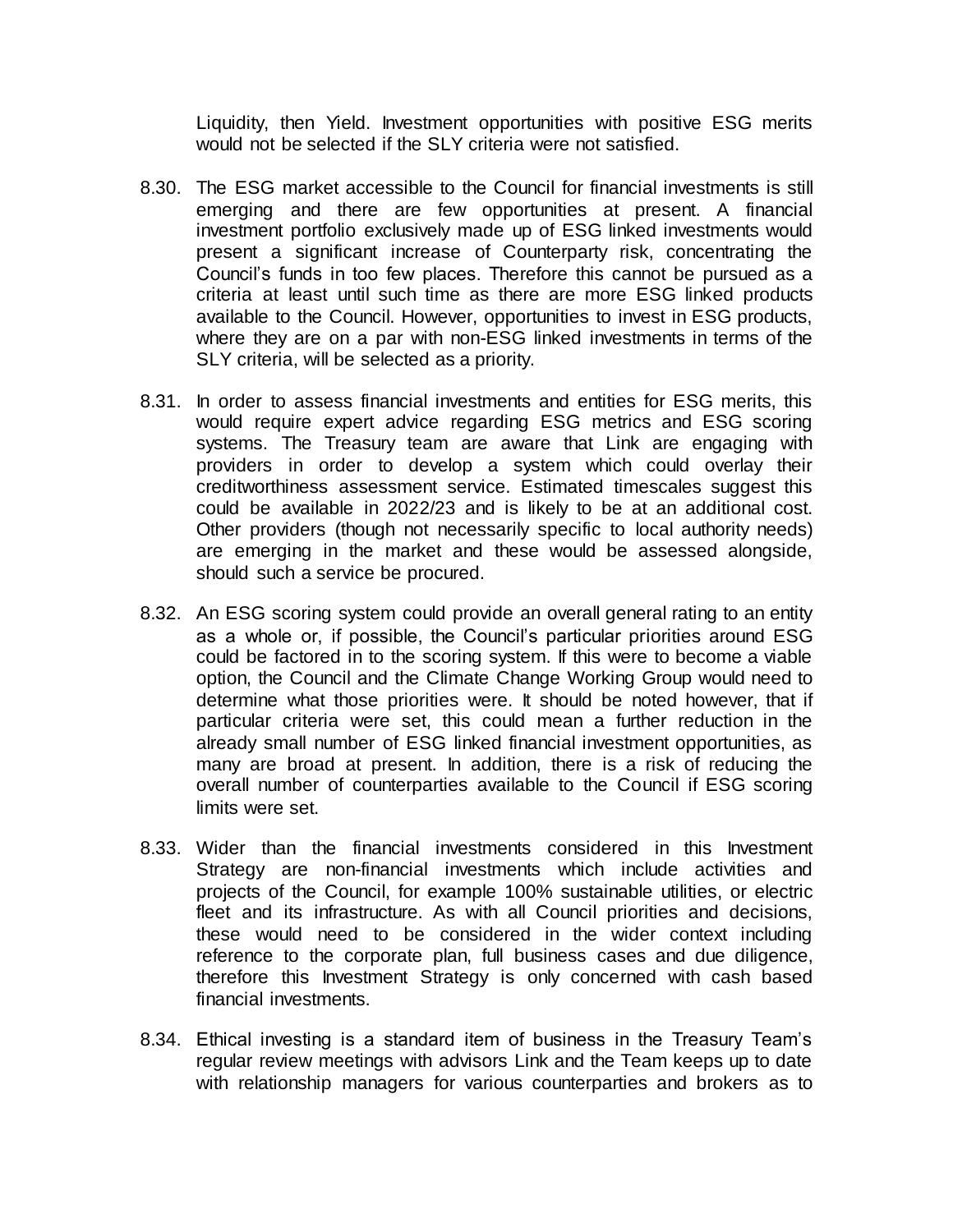Liquidity, then Yield. Investment opportunities with positive ESG merits would not be selected if the SLY criteria were not satisfied.

8.30. The ESG market accessible to the Council for financial investments is still emerging and there are few opportunities at present. A financial investment portfolio exclusively made up of ESG linked investments would present a significant increase of Counterparty risk, concentrating the Council's funds in too few places. Therefore this cannot be pursued as a criteria at least until such time as there are more ESG linked products available to the Council. However, opportunities to invest in ESG products, where they are on a par with non-ESG linked investments in terms of the SLY criteria, will be selected as a priority.

8.31. In order to assess financial investments and entities for ESG merits, this would require expert advice regarding ESG metrics and ESG scoring systems. The Treasury team are aware that Link are engaging with providers in order to develop a system which could overlay their creditworthiness assessment service. Estimated timescales suggest this could be available in 2022/23 and is likely to be at an additional cost. Other providers (though not necessarily specific to local authority needs) are emerging in the market and these would be assessed alongside, should such a service be procured.

8.32. An ESG scoring system could provide an overall general rating to an entity as a whole or, if possible, the Council's particular priorities around ESG could be factored in to the scoring system. If this were to become a viable option, the Council and the Climate Change Working Group would need to determine what those priorities were. It should be noted however, that if particular criteria were set, this could mean a further reduction in the already small number of ESG linked financial investment opportunities, as many are broad at present. In addition, there is a risk of reducing the overall number of counterparties available to the Council if ESG scoring limits were set.

8.33. Wider than the financial investments considered in this Investment Strategy are non-financial investments which include activities and projects of the Council, for example 100% sustainable utilities, or electric fleet and its infrastructure. As with all Council priorities and decisions, these would need to be considered in the wider context including reference to the corporate plan, full business cases and due diligence, therefore this Investment Strategy is only concerned with cash based financial investments.

8.34. Ethical investing is a standard item of business in the Treasury Team's regular review meetings with advisors Link and the Team keeps up to date with relationship managers for various counterparties and brokers as to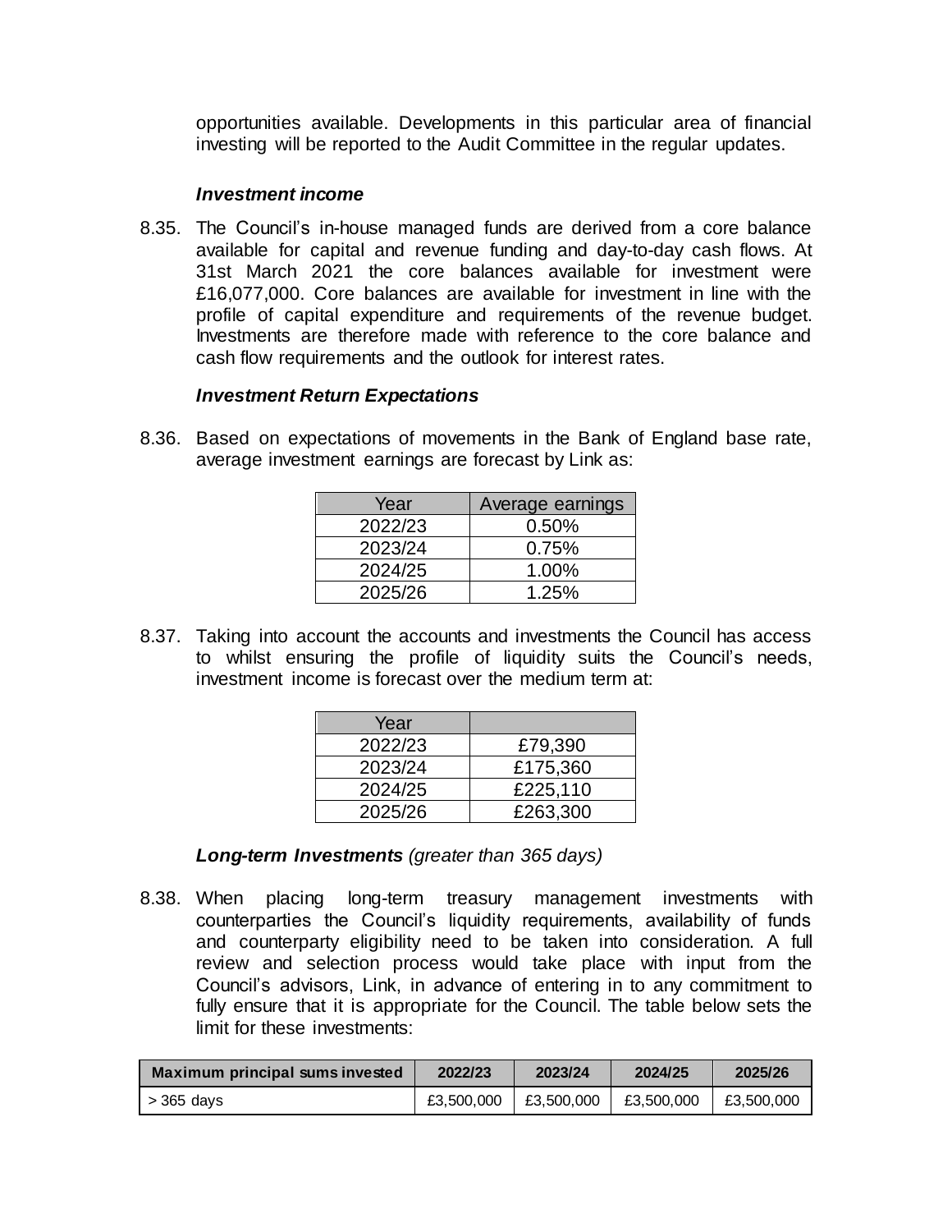opportunities available. Developments in this particular area of financial investing will be reported to the Audit Committee in the regular updates.

***Investment income***

8.35. The Council's in-house managed funds are derived from a core balance available for capital and revenue funding and day-to-day cash flows. At 31st March 2021 the core balances available for investment were £16,077,000. Core balances are available for investment in line with the profile of capital expenditure and requirements of the revenue budget. Investments are therefore made with reference to the core balance and cash flow requirements and the outlook for interest rates.

***Investment Return Expectations***

8.36. Based on expectations of movements in the Bank of England base rate, average investment earnings are forecast by Link as:

| Year | Average earnings |
|---|---|
| 2022/23 | 0.50% |
| 2023/24 | 0.75% |
| 2024/25 | 1.00% |
| 2025/26 | 1.25% |

8.37. Taking into account the accounts and investments the Council has access to whilst ensuring the profile of liquidity suits the Council's needs, investment income is forecast over the medium term at:

| Year | |
|---|---|
| 2022/23 | £79,390 |
| 2023/24 | £175,360 |
| 2024/25 | £225,110 |
| 2025/26 | £263,300 |

***Long-term Investments*** *(greater than 365 days)*

8.38. When placing long-term treasury management investments with counterparties the Council's liquidity requirements, availability of funds and counterparty eligibility need to be taken into consideration. A full review and selection process would take place with input from the Council's advisors, Link, in advance of entering in to any commitment to fully ensure that it is appropriate for the Council. The table below sets the limit for these investments:

| Maximum principal sums invested | 2022/23 | 2023/24 | 2024/25 | 2025/26 |
|---|---|---|---|---|
| > 365 days | £3,500,000 | £3,500,000 | £3,500,000 | £3,500,000 |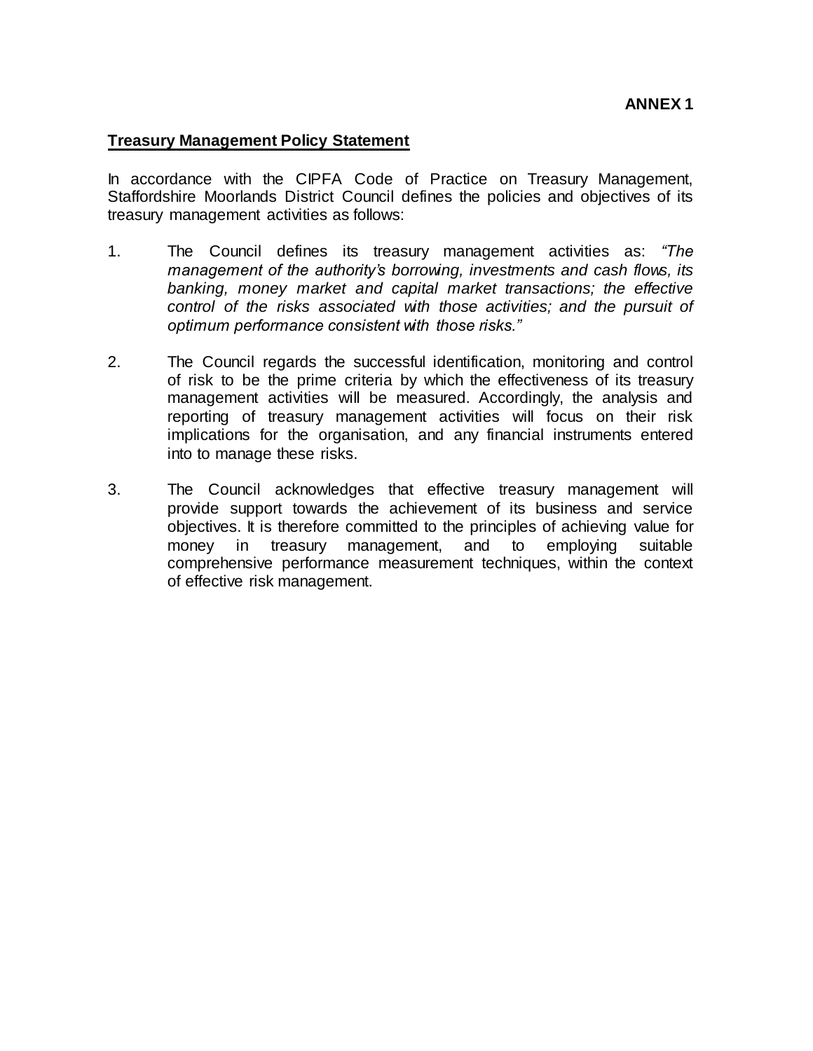**ANNEX 1**

## Treasury Management Policy Statement

In accordance with the CIPFA Code of Practice on Treasury Management, Staffordshire Moorlands District Council defines the policies and objectives of its treasury management activities as follows:

1. The Council defines its treasury management activities as: *"The management of the authority's borrowing, investments and cash flows, its banking, money market and capital market transactions; the effective control of the risks associated with those activities; and the pursuit of optimum performance consistent with those risks."*

2. The Council regards the successful identification, monitoring and control of risk to be the prime criteria by which the effectiveness of its treasury management activities will be measured. Accordingly, the analysis and reporting of treasury management activities will focus on their risk implications for the organisation, and any financial instruments entered into to manage these risks.

3. The Council acknowledges that effective treasury management will provide support towards the achievement of its business and service objectives. It is therefore committed to the principles of achieving value for money in treasury management, and to employing suitable comprehensive performance measurement techniques, within the context of effective risk management.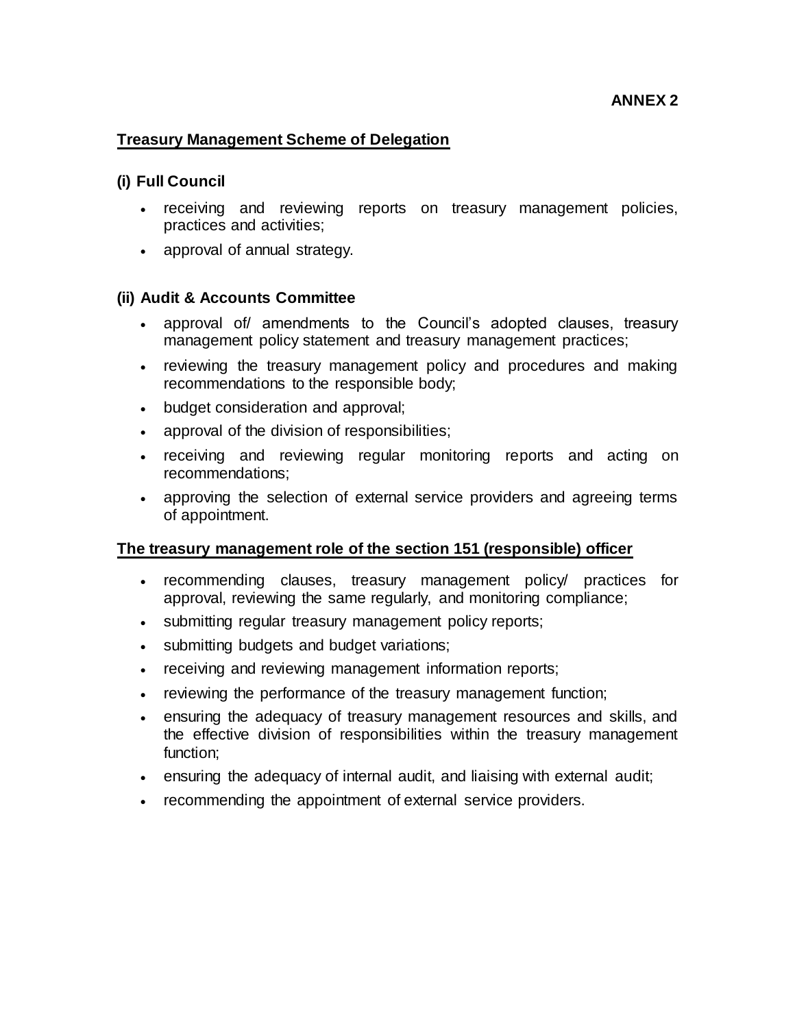**ANNEX 2**

## Treasury Management Scheme of Delegation

### (i) Full Council

- receiving and reviewing reports on treasury management policies, practices and activities;
- approval of annual strategy.

### (ii) Audit & Accounts Committee

- approval of/ amendments to the Council's adopted clauses, treasury management policy statement and treasury management practices;
- reviewing the treasury management policy and procedures and making recommendations to the responsible body;
- budget consideration and approval;
- approval of the division of responsibilities;
- receiving and reviewing regular monitoring reports and acting on recommendations;
- approving the selection of external service providers and agreeing terms of appointment.

## The treasury management role of the section 151 (responsible) officer

- recommending clauses, treasury management policy/ practices for approval, reviewing the same regularly, and monitoring compliance;
- submitting regular treasury management policy reports;
- submitting budgets and budget variations;
- receiving and reviewing management information reports;
- reviewing the performance of the treasury management function;
- ensuring the adequacy of treasury management resources and skills, and the effective division of responsibilities within the treasury management function;
- ensuring the adequacy of internal audit, and liaising with external audit;
- recommending the appointment of external service providers.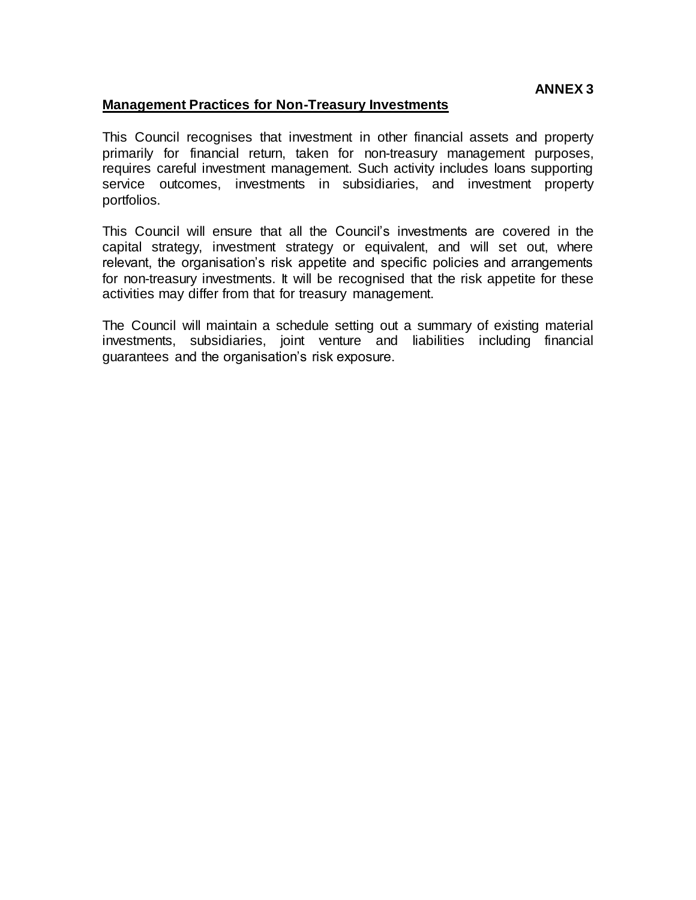**ANNEX 3**

## Management Practices for Non-Treasury Investments

This Council recognises that investment in other financial assets and property primarily for financial return, taken for non-treasury management purposes, requires careful investment management. Such activity includes loans supporting service outcomes, investments in subsidiaries, and investment property portfolios.

This Council will ensure that all the Council's investments are covered in the capital strategy, investment strategy or equivalent, and will set out, where relevant, the organisation's risk appetite and specific policies and arrangements for non-treasury investments. It will be recognised that the risk appetite for these activities may differ from that for treasury management.

The Council will maintain a schedule setting out a summary of existing material investments, subsidiaries, joint venture and liabilities including financial guarantees and the organisation's risk exposure.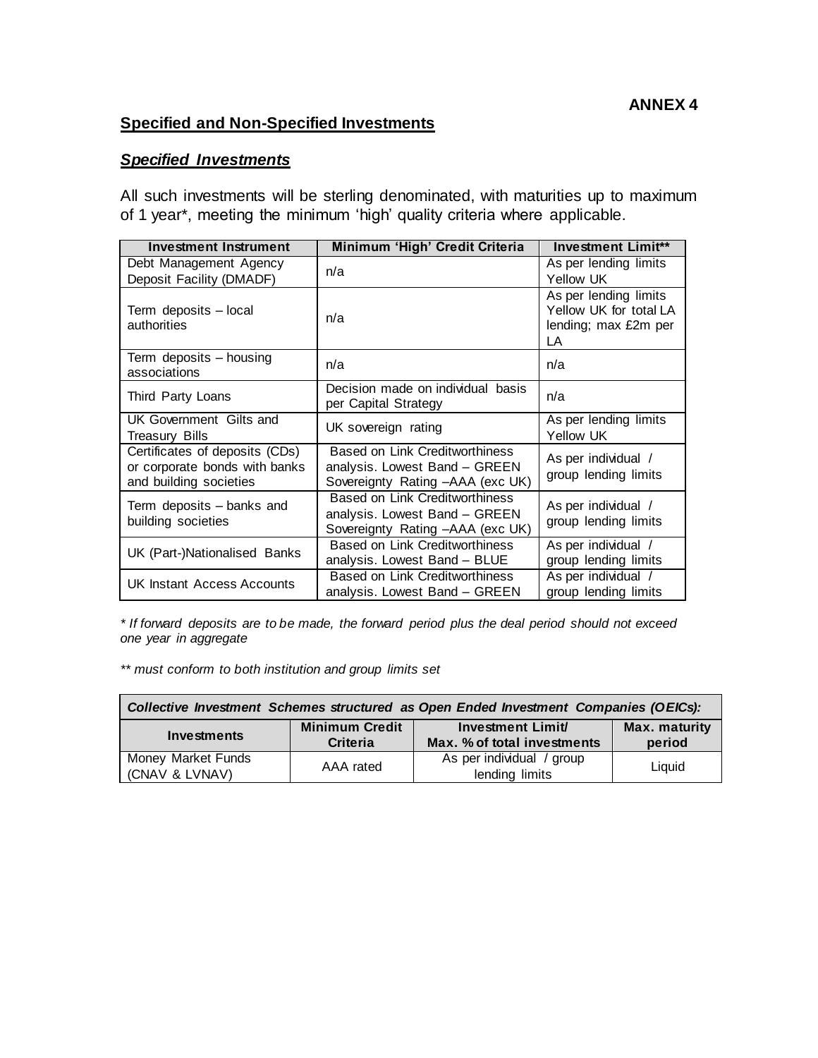**ANNEX 4**

## Specified and Non-Specified Investments

### *Specified Investments*

All such investments will be sterling denominated, with maturities up to maximum of 1 year*, meeting the minimum 'high' quality criteria where applicable.

| Investment Instrument | Minimum 'High' Credit Criteria | Investment Limit** |
|---|---|---|
| Debt Management Agency Deposit Facility (DMADF) | n/a | As per lending limits Yellow UK |
| Term deposits – local authorities | n/a | As per lending limits Yellow UK for total LA lending; max £2m per LA |
| Term deposits – housing associations | n/a | n/a |
| Third Party Loans | Decision made on individual basis per Capital Strategy | n/a |
| UK Government Gilts and Treasury Bills | UK sovereign rating | As per lending limits Yellow UK |
| Certificates of deposits (CDs) or corporate bonds with banks and building societies | Based on Link Creditworthiness analysis. Lowest Band – GREEN Sovereignty Rating –AAA (exc UK) | As per individual / group lending limits |
| Term deposits – banks and building societies | Based on Link Creditworthiness analysis. Lowest Band – GREEN Sovereignty Rating –AAA (exc UK) | As per individual / group lending limits |
| UK (Part-)Nationalised Banks | Based on Link Creditworthiness analysis. Lowest Band – BLUE | As per individual / group lending limits |
| UK Instant Access Accounts | Based on Link Creditworthiness analysis. Lowest Band – GREEN | As per individual / group lending limits |

*\* If forward deposits are to be made, the forward period plus the deal period should not exceed one year in aggregate*

*\*\* must conform to both institution and group limits set*

| ***Collective Investment Schemes structured as Open Ended Investment Companies (OEICs):*** | | | |
|---|---|---|---|
| **Investments** | **Minimum Credit Criteria** | **Investment Limit/ Max. % of total investments** | **Max. maturity period** |
| Money Market Funds (CNAV & LVNAV) | AAA rated | As per individual / group lending limits | Liquid |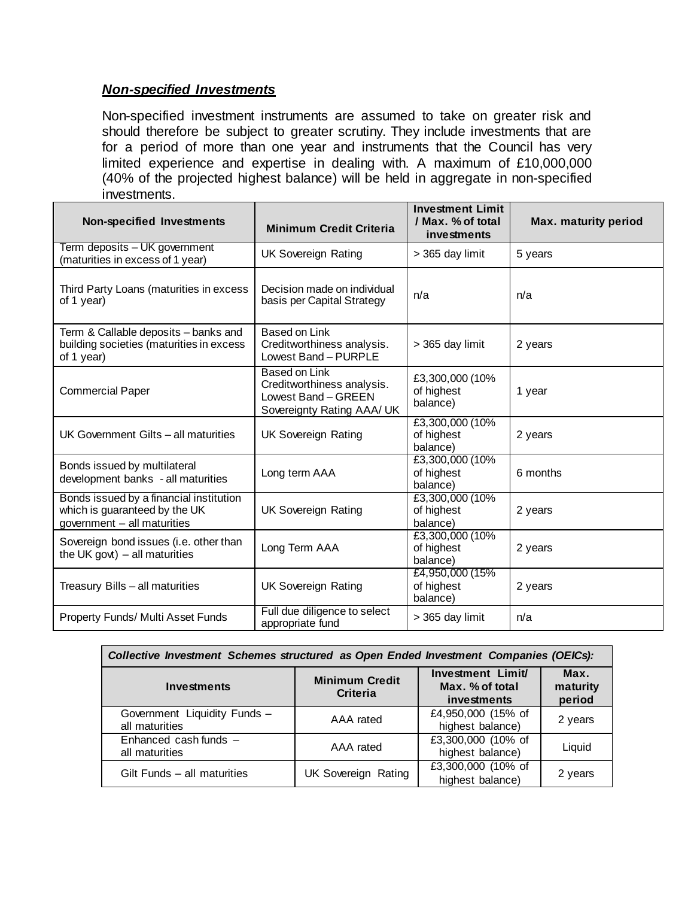***Non-specified Investments***

Non-specified investment instruments are assumed to take on greater risk and should therefore be subject to greater scrutiny. They include investments that are for a period of more than one year and instruments that the Council has very limited experience and expertise in dealing with. A maximum of £10,000,000 (40% of the projected highest balance) will be held in aggregate in non-specified investments.

| Non-specified Investments | Minimum Credit Criteria | Investment Limit / Max. % of total investments | Max. maturity period |
|---|---|---|---|
| Term deposits – UK government (maturities in excess of 1 year) | UK Sovereign Rating | > 365 day limit | 5 years |
| Third Party Loans (maturities in excess of 1 year) | Decision made on individual basis per Capital Strategy | n/a | n/a |
| Term & Callable deposits – banks and building societies (maturities in excess of 1 year) | Based on Link Creditworthiness analysis. Lowest Band – PURPLE | > 365 day limit | 2 years |
| Commercial Paper | Based on Link Creditworthiness analysis. Lowest Band – GREEN Sovereignty Rating AAA/ UK | £3,300,000 (10% of highest balance) | 1 year |
| UK Government Gilts – all maturities | UK Sovereign Rating | £3,300,000 (10% of highest balance) | 2 years |
| Bonds issued by multilateral development banks - all maturities | Long term AAA | £3,300,000 (10% of highest balance) | 6 months |
| Bonds issued by a financial institution which is guaranteed by the UK government – all maturities | UK Sovereign Rating | £3,300,000 (10% of highest balance) | 2 years |
| Sovereign bond issues (i.e. other than the UK govt) – all maturities | Long Term AAA | £3,300,000 (10% of highest balance) | 2 years |
| Treasury Bills – all maturities | UK Sovereign Rating | £4,950,000 (15% of highest balance) | 2 years |
| Property Funds/ Multi Asset Funds | Full due diligence to select appropriate fund | > 365 day limit | n/a |

| *Collective Investment Schemes structured as Open Ended Investment Companies (OEICs):* | | | |
|---|---|---|---|
| **Investments** | **Minimum Credit Criteria** | **Investment Limit/ Max. % of total investments** | **Max. maturity period** |
| Government Liquidity Funds – all maturities | AAA rated | £4,950,000 (15% of highest balance) | 2 years |
| Enhanced cash funds – all maturities | AAA rated | £3,300,000 (10% of highest balance) | Liquid |
| Gilt Funds – all maturities | UK Sovereign Rating | £3,300,000 (10% of highest balance) | 2 years |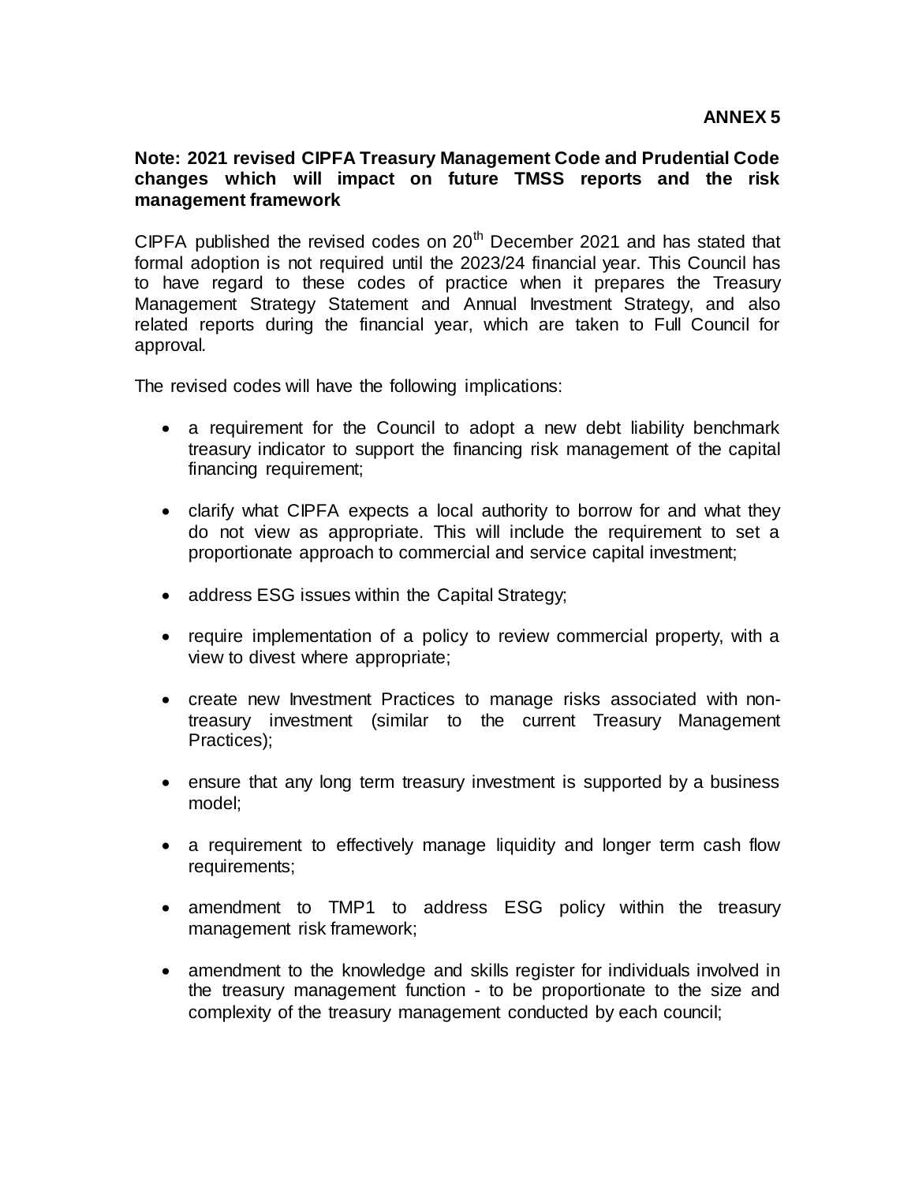**ANNEX 5**

**Note: 2021 revised CIPFA Treasury Management Code and Prudential Code changes which will impact on future TMSS reports and the risk management framework**

CIPFA published the revised codes on 20th December 2021 and has stated that formal adoption is not required until the 2023/24 financial year. This Council has to have regard to these codes of practice when it prepares the Treasury Management Strategy Statement and Annual Investment Strategy, and also related reports during the financial year, which are taken to Full Council for approval.

The revised codes will have the following implications:

- a requirement for the Council to adopt a new debt liability benchmark treasury indicator to support the financing risk management of the capital financing requirement;
- clarify what CIPFA expects a local authority to borrow for and what they do not view as appropriate. This will include the requirement to set a proportionate approach to commercial and service capital investment;
- address ESG issues within the Capital Strategy;
- require implementation of a policy to review commercial property, with a view to divest where appropriate;
- create new Investment Practices to manage risks associated with non-treasury investment (similar to the current Treasury Management Practices);
- ensure that any long term treasury investment is supported by a business model;
- a requirement to effectively manage liquidity and longer term cash flow requirements;
- amendment to TMP1 to address ESG policy within the treasury management risk framework;
- amendment to the knowledge and skills register for individuals involved in the treasury management function - to be proportionate to the size and complexity of the treasury management conducted by each council;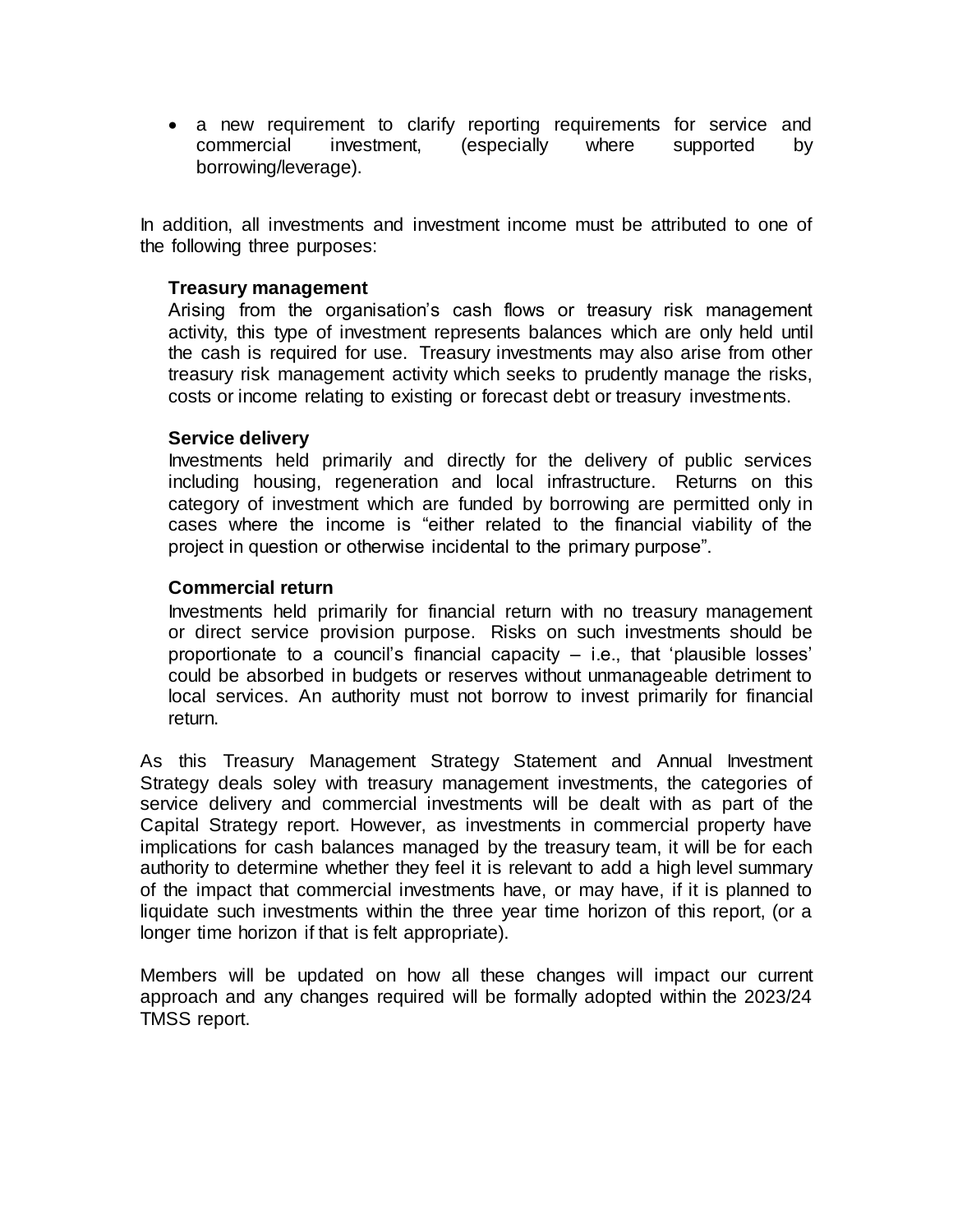- a new requirement to clarify reporting requirements for service and commercial investment, (especially where supported by borrowing/leverage).

In addition, all investments and investment income must be attributed to one of the following three purposes:

**Treasury management**

Arising from the organisation's cash flows or treasury risk management activity, this type of investment represents balances which are only held until the cash is required for use. Treasury investments may also arise from other treasury risk management activity which seeks to prudently manage the risks, costs or income relating to existing or forecast debt or treasury investments.

**Service delivery**

Investments held primarily and directly for the delivery of public services including housing, regeneration and local infrastructure. Returns on this category of investment which are funded by borrowing are permitted only in cases where the income is "either related to the financial viability of the project in question or otherwise incidental to the primary purpose".

**Commercial return**

Investments held primarily for financial return with no treasury management or direct service provision purpose. Risks on such investments should be proportionate to a council's financial capacity – i.e., that 'plausible losses' could be absorbed in budgets or reserves without unmanageable detriment to local services. An authority must not borrow to invest primarily for financial return.

As this Treasury Management Strategy Statement and Annual Investment Strategy deals soley with treasury management investments, the categories of service delivery and commercial investments will be dealt with as part of the Capital Strategy report. However, as investments in commercial property have implications for cash balances managed by the treasury team, it will be for each authority to determine whether they feel it is relevant to add a high level summary of the impact that commercial investments have, or may have, if it is planned to liquidate such investments within the three year time horizon of this report, (or a longer time horizon if that is felt appropriate).

Members will be updated on how all these changes will impact our current approach and any changes required will be formally adopted within the 2023/24 TMSS report.